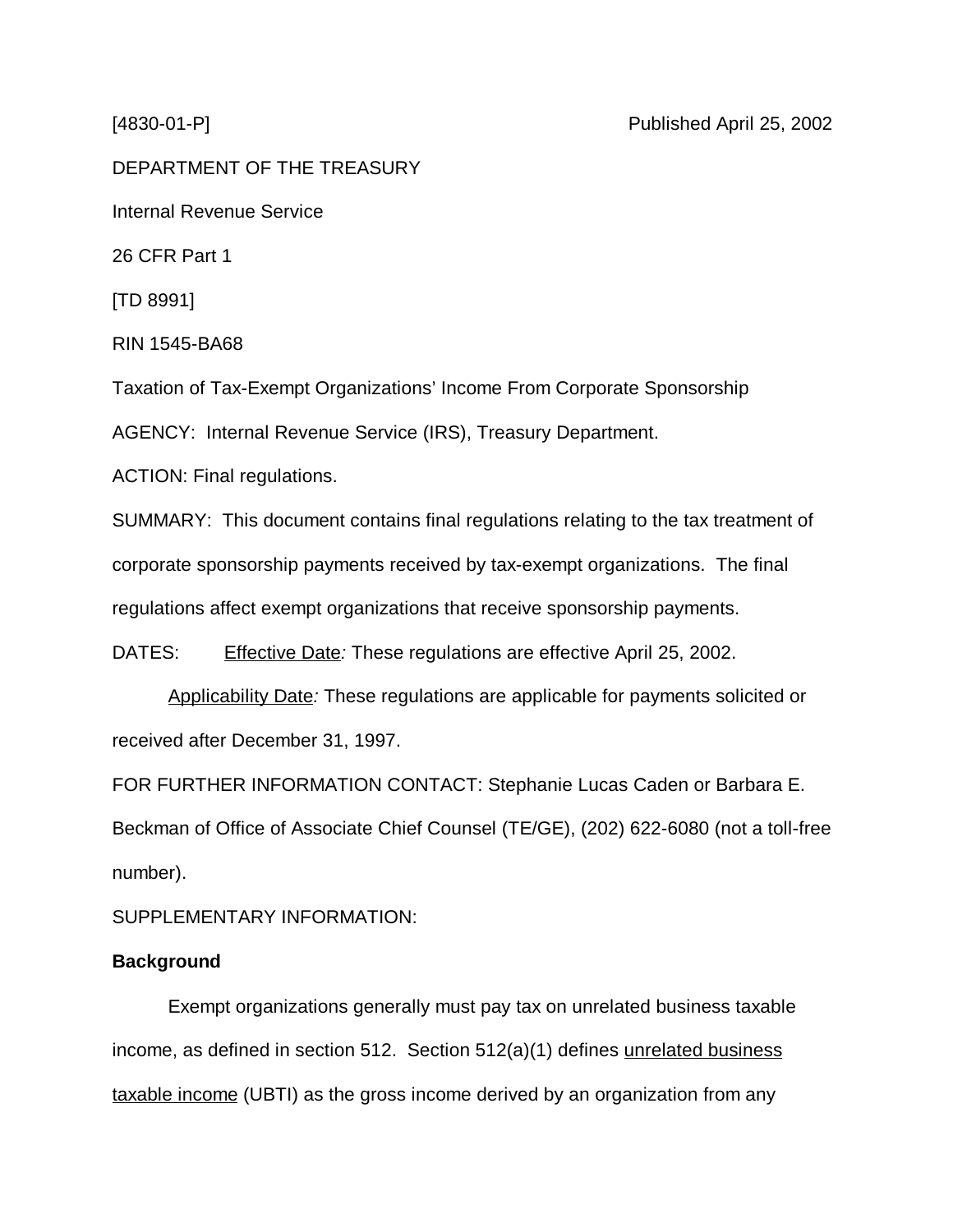[4830-01-P] Published April 25, 2002

DEPARTMENT OF THE TREASURY

Internal Revenue Service

26 CFR Part 1

[TD 8991]

RIN 1545-BA68

Taxation of Tax-Exempt Organizations' Income From Corporate Sponsorship

AGENCY: Internal Revenue Service (IRS), Treasury Department.

ACTION: Final regulations.

SUMMARY: This document contains final regulations relating to the tax treatment of corporate sponsorship payments received by tax-exempt organizations. The final regulations affect exempt organizations that receive sponsorship payments.

DATES: Effective Date*:* These regulations are effective April 25, 2002.

Applicability Date*:* These regulations are applicable for payments solicited or received after December 31, 1997.

FOR FURTHER INFORMATION CONTACT: Stephanie Lucas Caden or Barbara E. Beckman of Office of Associate Chief Counsel (TE/GE), (202) 622-6080 (not a toll-free number).

SUPPLEMENTARY INFORMATION:

**Background**

Exempt organizations generally must pay tax on unrelated business taxable income, as defined in section 512. Section 512(a)(1) defines unrelated business taxable income (UBTI) as the gross income derived by an organization from any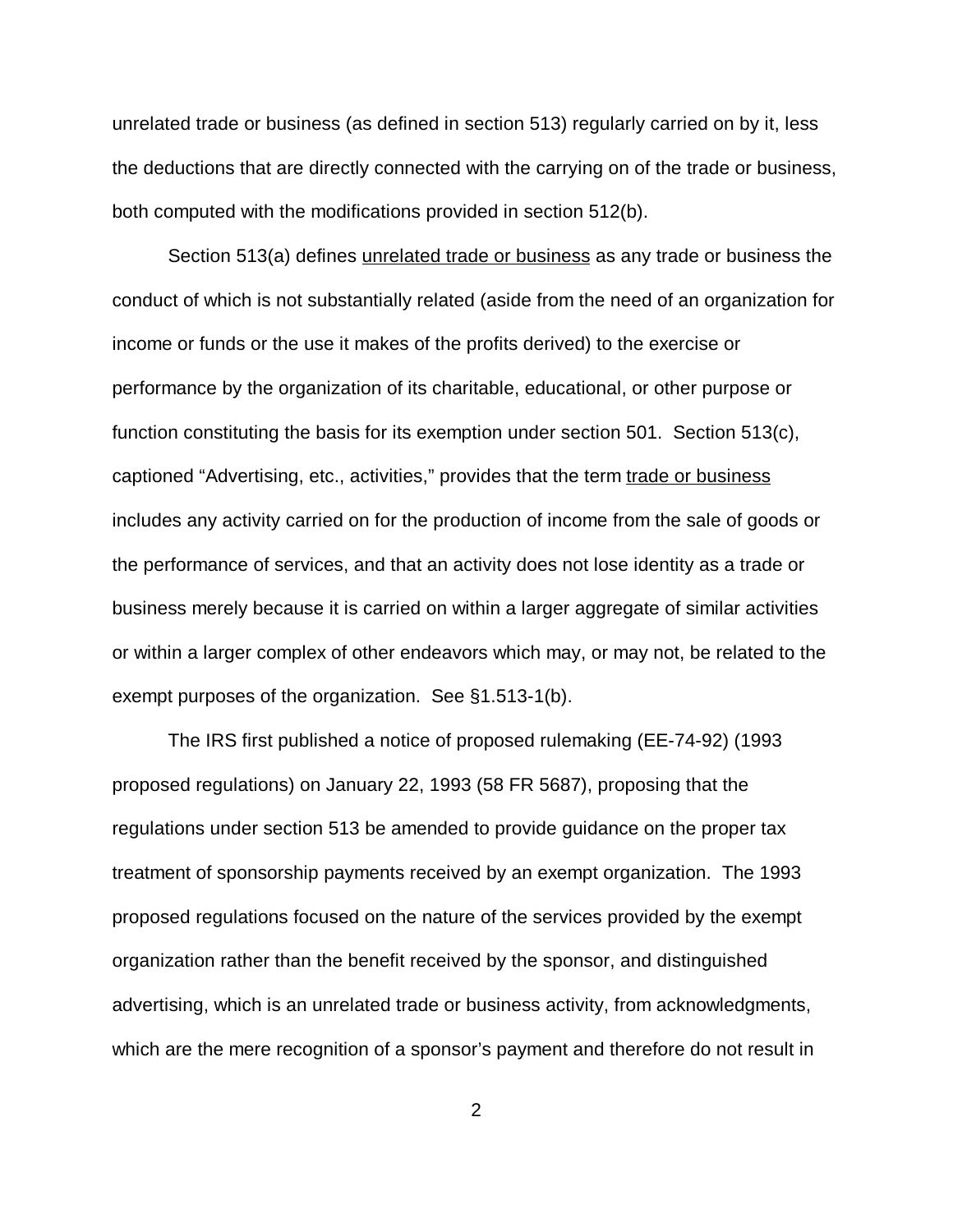unrelated trade or business (as defined in section 513) regularly carried on by it, less the deductions that are directly connected with the carrying on of the trade or business, both computed with the modifications provided in section 512(b).

Section 513(a) defines unrelated trade or business as any trade or business the conduct of which is not substantially related (aside from the need of an organization for income or funds or the use it makes of the profits derived) to the exercise or performance by the organization of its charitable, educational, or other purpose or function constituting the basis for its exemption under section 501. Section 513(c), captioned "Advertising, etc., activities," provides that the term trade or business includes any activity carried on for the production of income from the sale of goods or the performance of services, and that an activity does not lose identity as a trade or business merely because it is carried on within a larger aggregate of similar activities or within a larger complex of other endeavors which may, or may not, be related to the exempt purposes of the organization. See §1.513-1(b).

The IRS first published a notice of proposed rulemaking (EE-74-92) (1993 proposed regulations) on January 22, 1993 (58 FR 5687), proposing that the regulations under section 513 be amended to provide guidance on the proper tax treatment of sponsorship payments received by an exempt organization. The 1993 proposed regulations focused on the nature of the services provided by the exempt organization rather than the benefit received by the sponsor, and distinguished advertising, which is an unrelated trade or business activity, from acknowledgments, which are the mere recognition of a sponsor's payment and therefore do not result in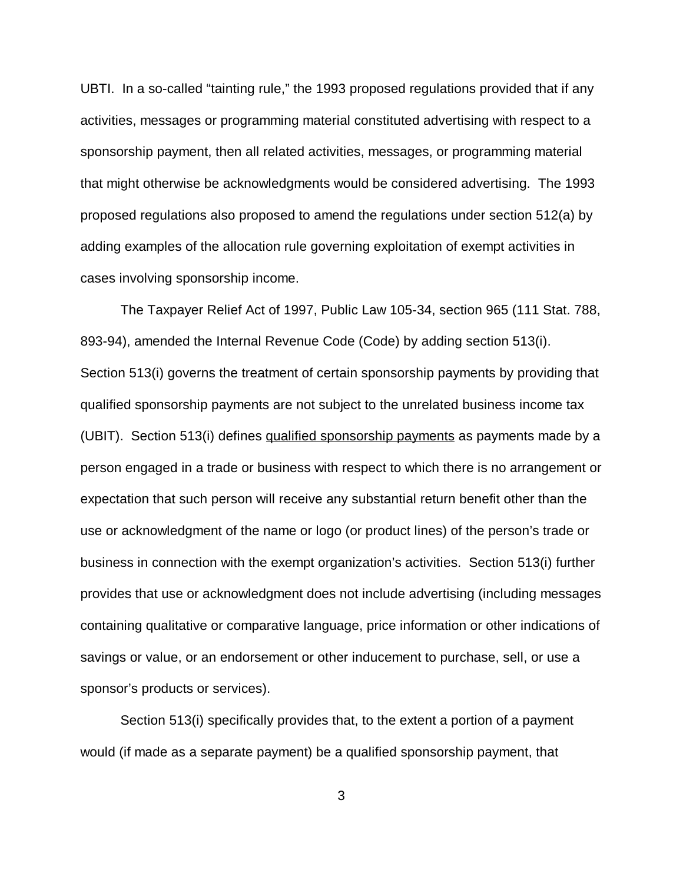UBTI. In a so-called "tainting rule," the 1993 proposed regulations provided that if any activities, messages or programming material constituted advertising with respect to a sponsorship payment, then all related activities, messages, or programming material that might otherwise be acknowledgments would be considered advertising. The 1993 proposed regulations also proposed to amend the regulations under section 512(a) by adding examples of the allocation rule governing exploitation of exempt activities in cases involving sponsorship income.

The Taxpayer Relief Act of 1997, Public Law 105-34, section 965 (111 Stat. 788, 893-94), amended the Internal Revenue Code (Code) by adding section 513(i). Section 513(i) governs the treatment of certain sponsorship payments by providing that qualified sponsorship payments are not subject to the unrelated business income tax (UBIT). Section 513(i) defines <u>qualified sponsorship payments</u> as payments made by a person engaged in a trade or business with respect to which there is no arrangement or expectation that such person will receive any substantial return benefit other than the use or acknowledgment of the name or logo (or product lines) of the person's trade or business in connection with the exempt organization's activities. Section 513(i) further provides that use or acknowledgment does not include advertising (including messages containing qualitative or comparative language, price information or other indications of savings or value, or an endorsement or other inducement to purchase, sell, or use a sponsor's products or services).

Section 513(i) specifically provides that, to the extent a portion of a payment would (if made as a separate payment) be a qualified sponsorship payment, that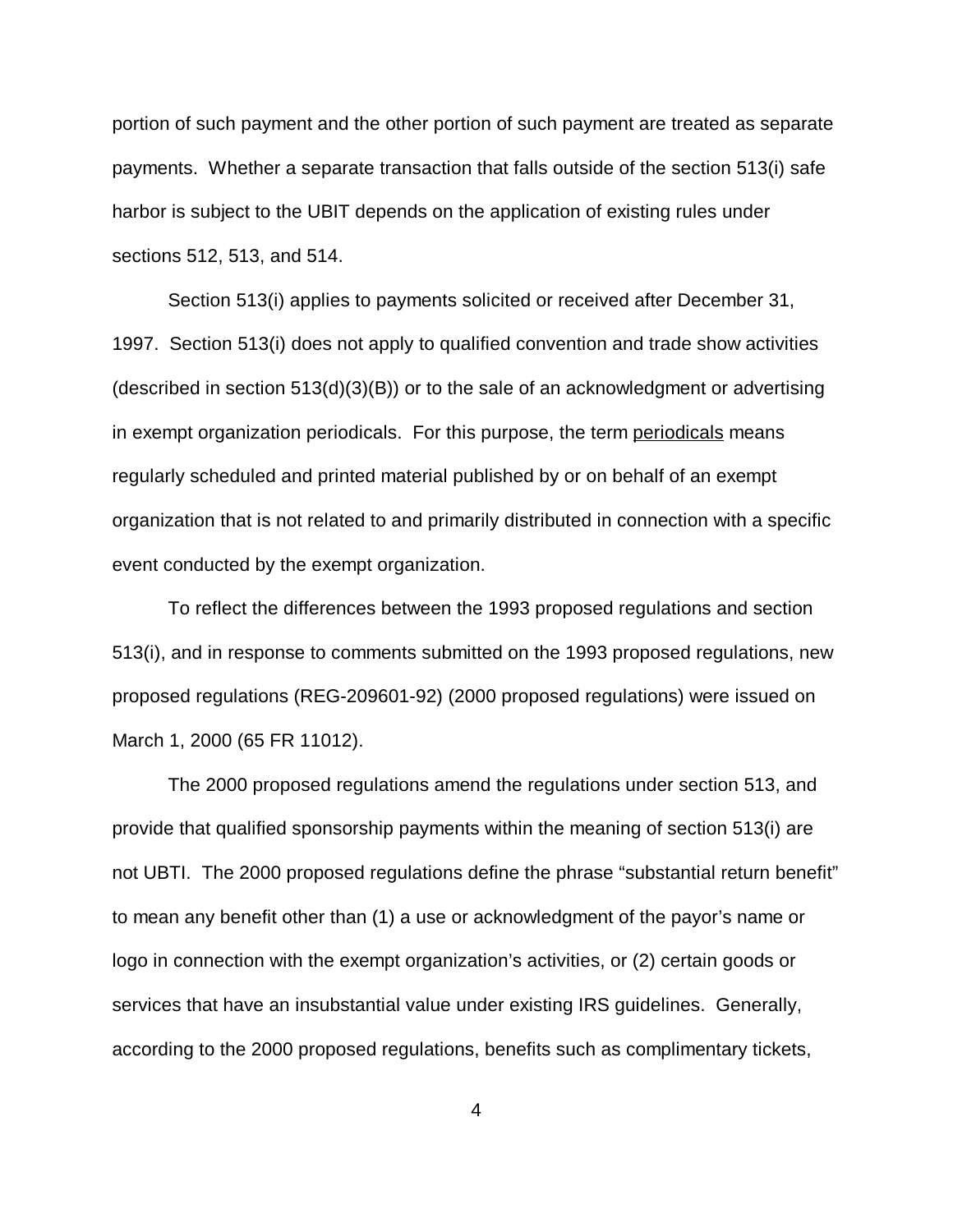portion of such payment and the other portion of such payment are treated as separate payments. Whether a separate transaction that falls outside of the section 513(i) safe harbor is subject to the UBIT depends on the application of existing rules under sections 512, 513, and 514.

Section 513(i) applies to payments solicited or received after December 31, 1997. Section 513(i) does not apply to qualified convention and trade show activities (described in section 513(d)(3)(B)) or to the sale of an acknowledgment or advertising in exempt organization periodicals. For this purpose, the term periodicals means regularly scheduled and printed material published by or on behalf of an exempt organization that is not related to and primarily distributed in connection with a specific event conducted by the exempt organization.

To reflect the differences between the 1993 proposed regulations and section 513(i), and in response to comments submitted on the 1993 proposed regulations, new proposed regulations (REG-209601-92) (2000 proposed regulations) were issued on March 1, 2000 (65 FR 11012).

The 2000 proposed regulations amend the regulations under section 513, and provide that qualified sponsorship payments within the meaning of section 513(i) are not UBTI. The 2000 proposed regulations define the phrase "substantial return benefit" to mean any benefit other than (1) a use or acknowledgment of the payor's name or logo in connection with the exempt organization's activities, or (2) certain goods or services that have an insubstantial value under existing IRS guidelines. Generally, according to the 2000 proposed regulations, benefits such as complimentary tickets,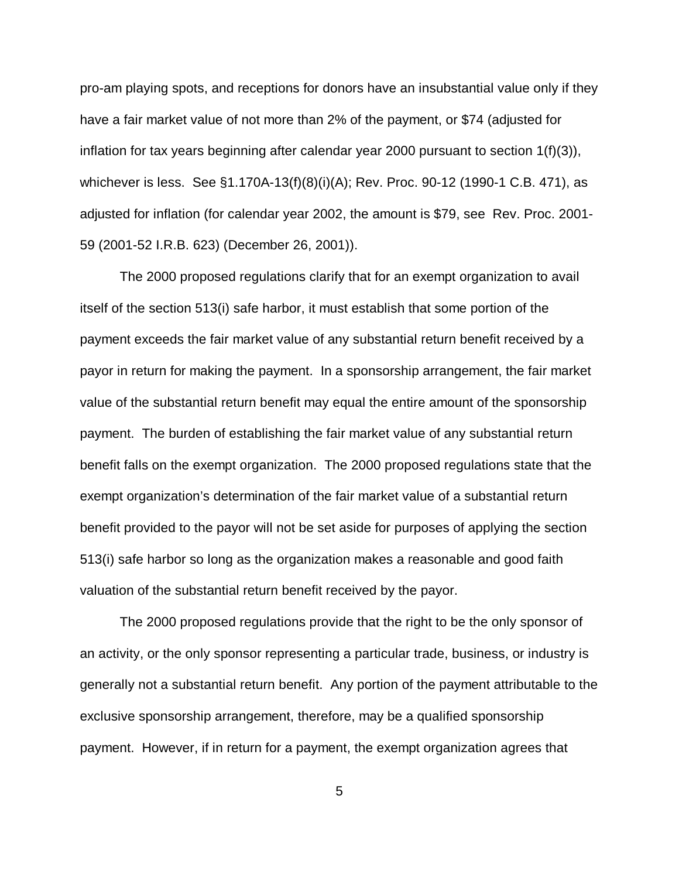pro-am playing spots, and receptions for donors have an insubstantial value only if they have a fair market value of not more than 2% of the payment, or $74 (adjusted for inflation for tax years beginning after calendar year 2000 pursuant to section 1(f)(3)), whichever is less. See §1.170A-13(f)(8)(i)(A); Rev. Proc. 90-12 (1990-1 C.B. 471), as adjusted for inflation (for calendar year 2002, the amount is $79, see Rev. Proc. 2001-59 (2001-52 I.R.B. 623) (December 26, 2001)).

The 2000 proposed regulations clarify that for an exempt organization to avail itself of the section 513(i) safe harbor, it must establish that some portion of the payment exceeds the fair market value of any substantial return benefit received by a payor in return for making the payment. In a sponsorship arrangement, the fair market value of the substantial return benefit may equal the entire amount of the sponsorship payment. The burden of establishing the fair market value of any substantial return benefit falls on the exempt organization. The 2000 proposed regulations state that the exempt organization's determination of the fair market value of a substantial return benefit provided to the payor will not be set aside for purposes of applying the section 513(i) safe harbor so long as the organization makes a reasonable and good faith valuation of the substantial return benefit received by the payor.

The 2000 proposed regulations provide that the right to be the only sponsor of an activity, or the only sponsor representing a particular trade, business, or industry is generally not a substantial return benefit. Any portion of the payment attributable to the exclusive sponsorship arrangement, therefore, may be a qualified sponsorship payment. However, if in return for a payment, the exempt organization agrees that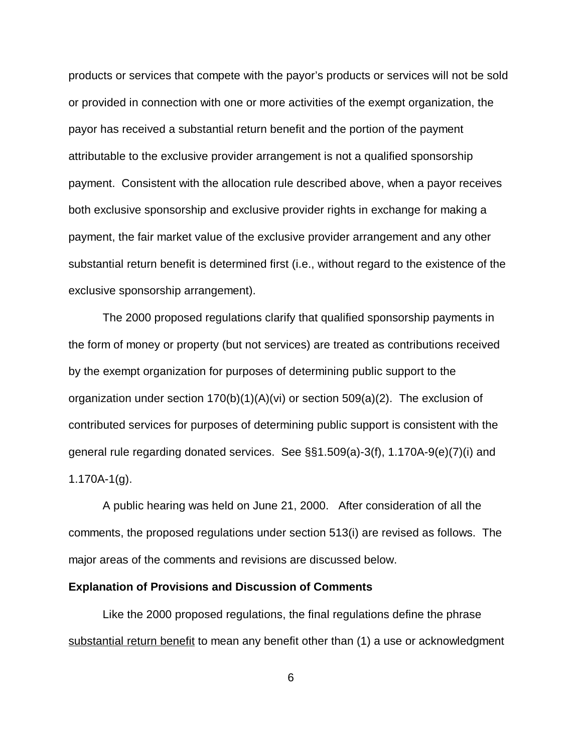products or services that compete with the payor's products or services will not be sold or provided in connection with one or more activities of the exempt organization, the payor has received a substantial return benefit and the portion of the payment attributable to the exclusive provider arrangement is not a qualified sponsorship payment. Consistent with the allocation rule described above, when a payor receives both exclusive sponsorship and exclusive provider rights in exchange for making a payment, the fair market value of the exclusive provider arrangement and any other substantial return benefit is determined first (i.e., without regard to the existence of the exclusive sponsorship arrangement).

The 2000 proposed regulations clarify that qualified sponsorship payments in the form of money or property (but not services) are treated as contributions received by the exempt organization for purposes of determining public support to the organization under section 170(b)(1)(A)(vi) or section 509(a)(2). The exclusion of contributed services for purposes of determining public support is consistent with the general rule regarding donated services. See §§1.509(a)-3(f), 1.170A-9(e)(7)(i) and 1.170A-1(g).

A public hearing was held on June 21, 2000. After consideration of all the comments, the proposed regulations under section 513(i) are revised as follows. The major areas of the comments and revisions are discussed below.

**Explanation of Provisions and Discussion of Comments**

Like the 2000 proposed regulations, the final regulations define the phrase substantial return benefit to mean any benefit other than (1) a use or acknowledgment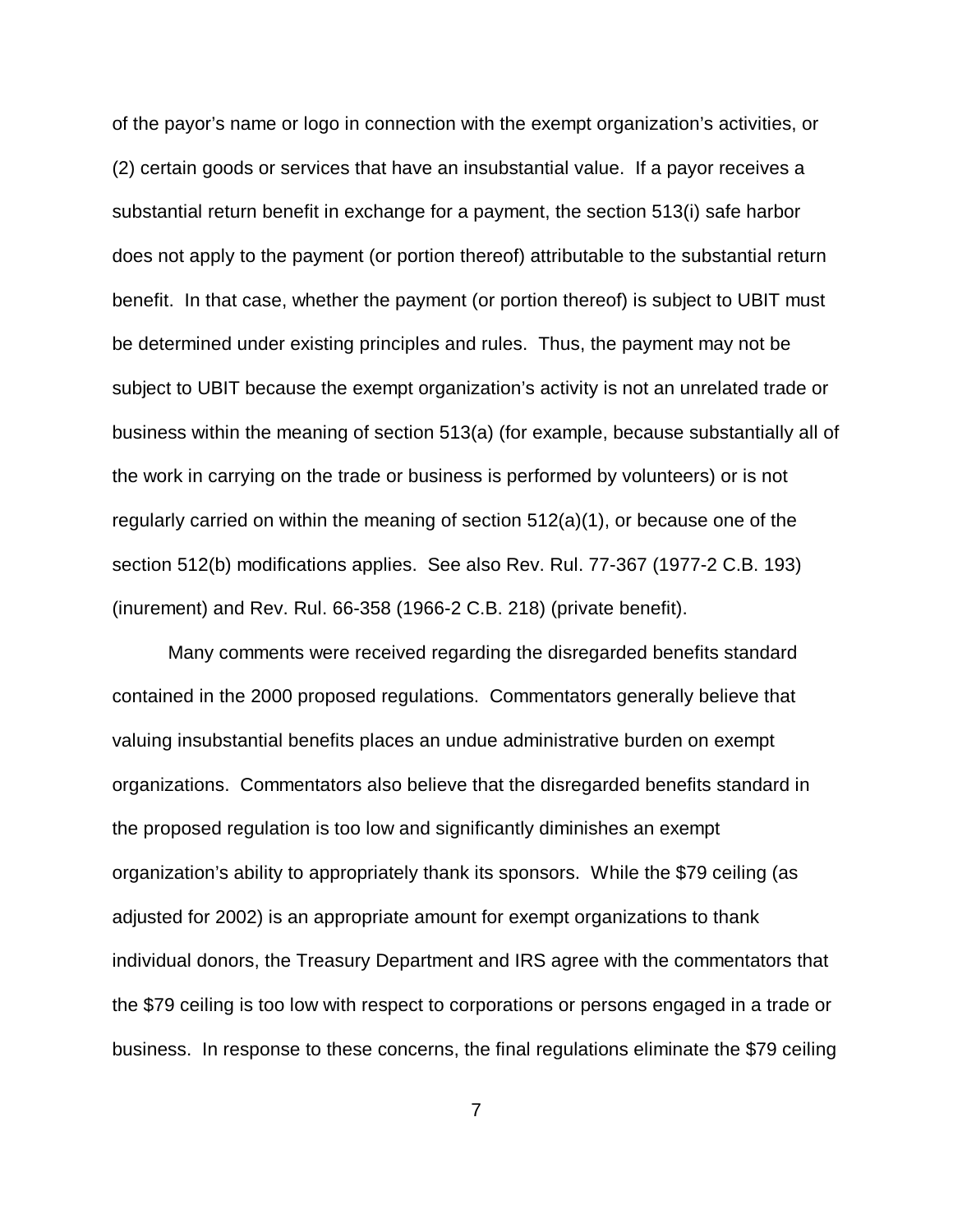of the payor's name or logo in connection with the exempt organization's activities, or (2) certain goods or services that have an insubstantial value. If a payor receives a substantial return benefit in exchange for a payment, the section 513(i) safe harbor does not apply to the payment (or portion thereof) attributable to the substantial return benefit. In that case, whether the payment (or portion thereof) is subject to UBIT must be determined under existing principles and rules. Thus, the payment may not be subject to UBIT because the exempt organization's activity is not an unrelated trade or business within the meaning of section 513(a) (for example, because substantially all of the work in carrying on the trade or business is performed by volunteers) or is not regularly carried on within the meaning of section 512(a)(1), or because one of the section 512(b) modifications applies. See also Rev. Rul. 77-367 (1977-2 C.B. 193) (inurement) and Rev. Rul. 66-358 (1966-2 C.B. 218) (private benefit).

Many comments were received regarding the disregarded benefits standard contained in the 2000 proposed regulations. Commentators generally believe that valuing insubstantial benefits places an undue administrative burden on exempt organizations. Commentators also believe that the disregarded benefits standard in the proposed regulation is too low and significantly diminishes an exempt organization's ability to appropriately thank its sponsors. While the $79 ceiling (as adjusted for 2002) is an appropriate amount for exempt organizations to thank individual donors, the Treasury Department and IRS agree with the commentators that the $79 ceiling is too low with respect to corporations or persons engaged in a trade or business. In response to these concerns, the final regulations eliminate the $79 ceiling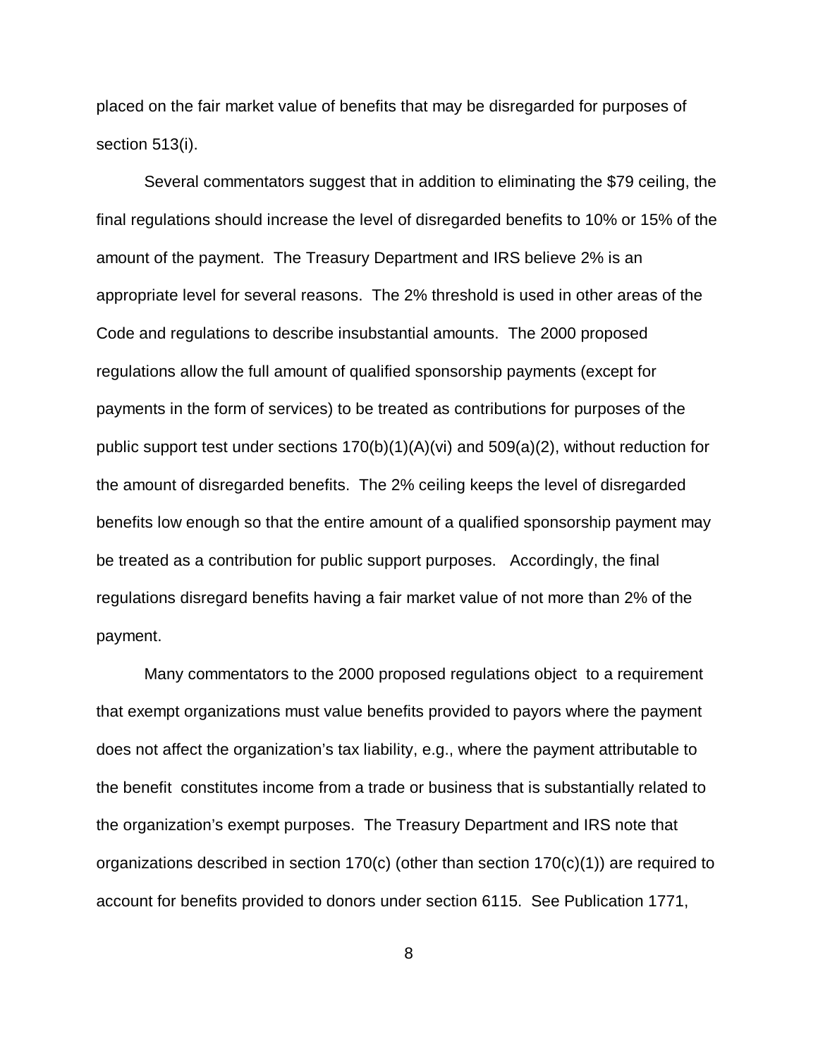placed on the fair market value of benefits that may be disregarded for purposes of section 513(i).

Several commentators suggest that in addition to eliminating the $79 ceiling, the final regulations should increase the level of disregarded benefits to 10% or 15% of the amount of the payment. The Treasury Department and IRS believe 2% is an appropriate level for several reasons. The 2% threshold is used in other areas of the Code and regulations to describe insubstantial amounts. The 2000 proposed regulations allow the full amount of qualified sponsorship payments (except for payments in the form of services) to be treated as contributions for purposes of the public support test under sections 170(b)(1)(A)(vi) and 509(a)(2), without reduction for the amount of disregarded benefits. The 2% ceiling keeps the level of disregarded benefits low enough so that the entire amount of a qualified sponsorship payment may be treated as a contribution for public support purposes. Accordingly, the final regulations disregard benefits having a fair market value of not more than 2% of the payment.

Many commentators to the 2000 proposed regulations object to a requirement that exempt organizations must value benefits provided to payors where the payment does not affect the organization's tax liability, e.g., where the payment attributable to the benefit constitutes income from a trade or business that is substantially related to the organization's exempt purposes. The Treasury Department and IRS note that organizations described in section 170(c) (other than section 170(c)(1)) are required to account for benefits provided to donors under section 6115. See Publication 1771,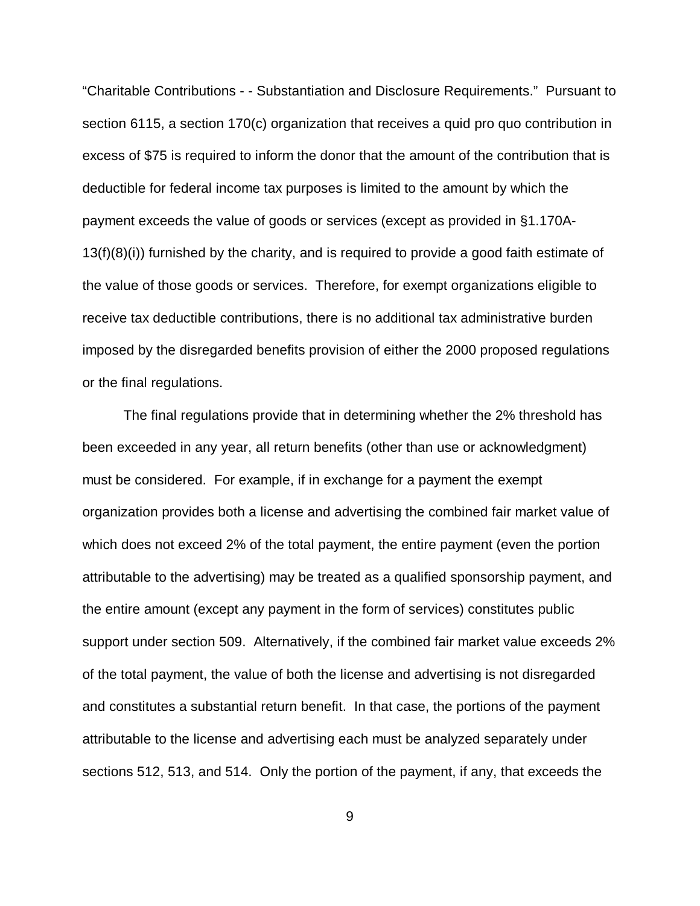"Charitable Contributions - - Substantiation and Disclosure Requirements." Pursuant to section 6115, a section 170(c) organization that receives a quid pro quo contribution in excess of $75 is required to inform the donor that the amount of the contribution that is deductible for federal income tax purposes is limited to the amount by which the payment exceeds the value of goods or services (except as provided in §1.170A-13(f)(8)(i)) furnished by the charity, and is required to provide a good faith estimate of the value of those goods or services. Therefore, for exempt organizations eligible to receive tax deductible contributions, there is no additional tax administrative burden imposed by the disregarded benefits provision of either the 2000 proposed regulations or the final regulations.

The final regulations provide that in determining whether the 2% threshold has been exceeded in any year, all return benefits (other than use or acknowledgment) must be considered. For example, if in exchange for a payment the exempt organization provides both a license and advertising the combined fair market value of which does not exceed 2% of the total payment, the entire payment (even the portion attributable to the advertising) may be treated as a qualified sponsorship payment, and the entire amount (except any payment in the form of services) constitutes public support under section 509. Alternatively, if the combined fair market value exceeds 2% of the total payment, the value of both the license and advertising is not disregarded and constitutes a substantial return benefit. In that case, the portions of the payment attributable to the license and advertising each must be analyzed separately under sections 512, 513, and 514. Only the portion of the payment, if any, that exceeds the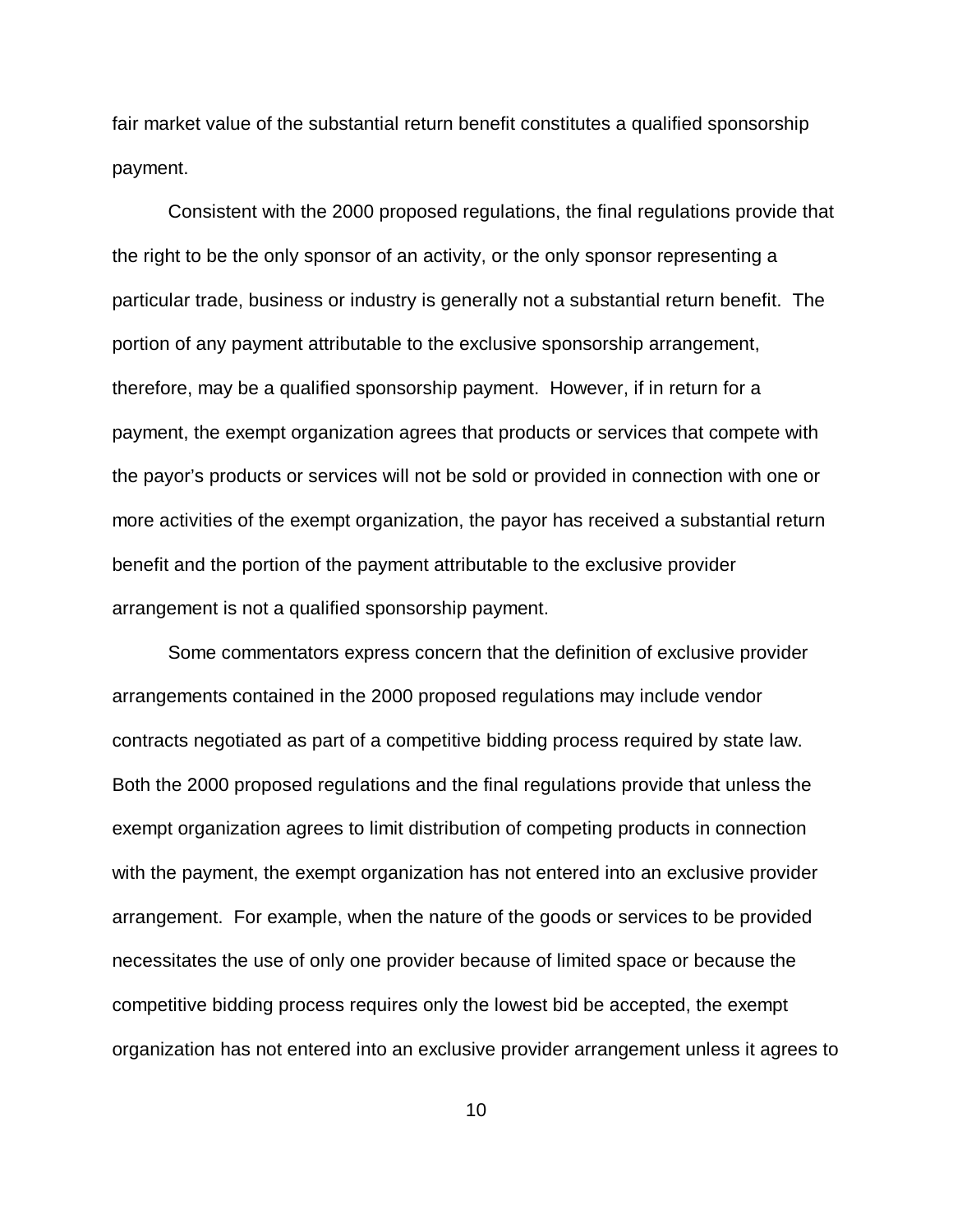fair market value of the substantial return benefit constitutes a qualified sponsorship payment.

Consistent with the 2000 proposed regulations, the final regulations provide that the right to be the only sponsor of an activity, or the only sponsor representing a particular trade, business or industry is generally not a substantial return benefit. The portion of any payment attributable to the exclusive sponsorship arrangement, therefore, may be a qualified sponsorship payment. However, if in return for a payment, the exempt organization agrees that products or services that compete with the payor's products or services will not be sold or provided in connection with one or more activities of the exempt organization, the payor has received a substantial return benefit and the portion of the payment attributable to the exclusive provider arrangement is not a qualified sponsorship payment.

Some commentators express concern that the definition of exclusive provider arrangements contained in the 2000 proposed regulations may include vendor contracts negotiated as part of a competitive bidding process required by state law. Both the 2000 proposed regulations and the final regulations provide that unless the exempt organization agrees to limit distribution of competing products in connection with the payment, the exempt organization has not entered into an exclusive provider arrangement. For example, when the nature of the goods or services to be provided necessitates the use of only one provider because of limited space or because the competitive bidding process requires only the lowest bid be accepted, the exempt organization has not entered into an exclusive provider arrangement unless it agrees to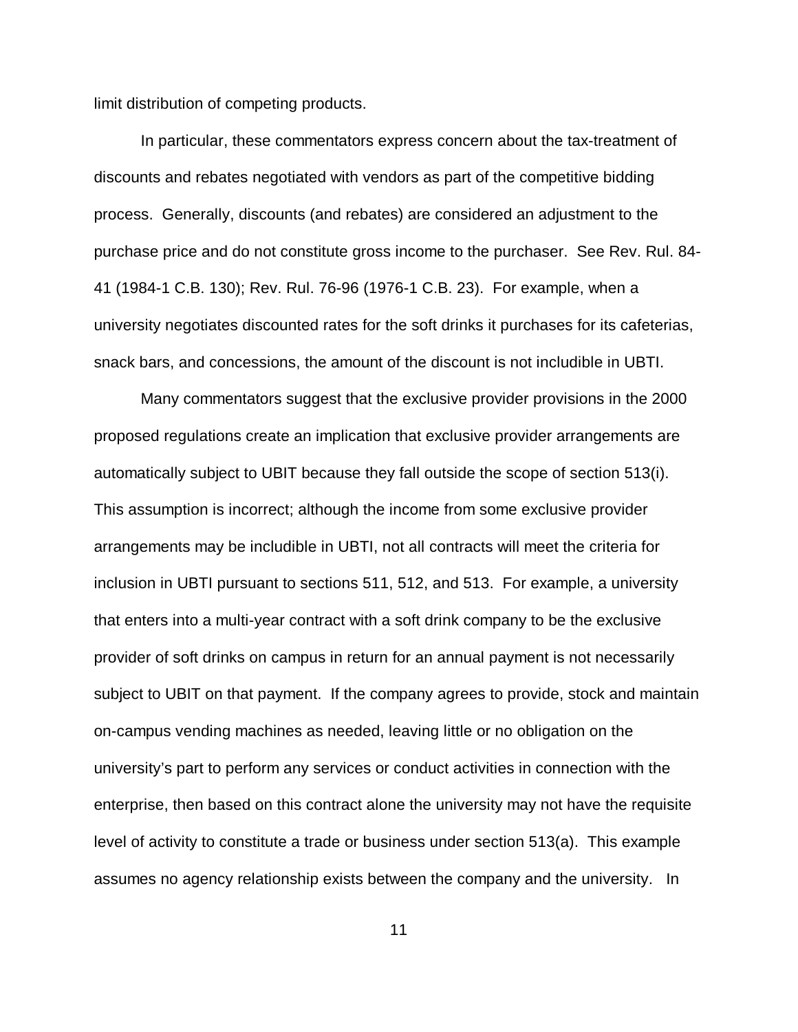limit distribution of competing products.

In particular, these commentators express concern about the tax-treatment of discounts and rebates negotiated with vendors as part of the competitive bidding process. Generally, discounts (and rebates) are considered an adjustment to the purchase price and do not constitute gross income to the purchaser. See Rev. Rul. 84-41 (1984-1 C.B. 130); Rev. Rul. 76-96 (1976-1 C.B. 23). For example, when a university negotiates discounted rates for the soft drinks it purchases for its cafeterias, snack bars, and concessions, the amount of the discount is not includible in UBTI.

Many commentators suggest that the exclusive provider provisions in the 2000 proposed regulations create an implication that exclusive provider arrangements are automatically subject to UBIT because they fall outside the scope of section 513(i). This assumption is incorrect; although the income from some exclusive provider arrangements may be includible in UBTI, not all contracts will meet the criteria for inclusion in UBTI pursuant to sections 511, 512, and 513. For example, a university that enters into a multi-year contract with a soft drink company to be the exclusive provider of soft drinks on campus in return for an annual payment is not necessarily subject to UBIT on that payment. If the company agrees to provide, stock and maintain on-campus vending machines as needed, leaving little or no obligation on the university's part to perform any services or conduct activities in connection with the enterprise, then based on this contract alone the university may not have the requisite level of activity to constitute a trade or business under section 513(a). This example assumes no agency relationship exists between the company and the university. In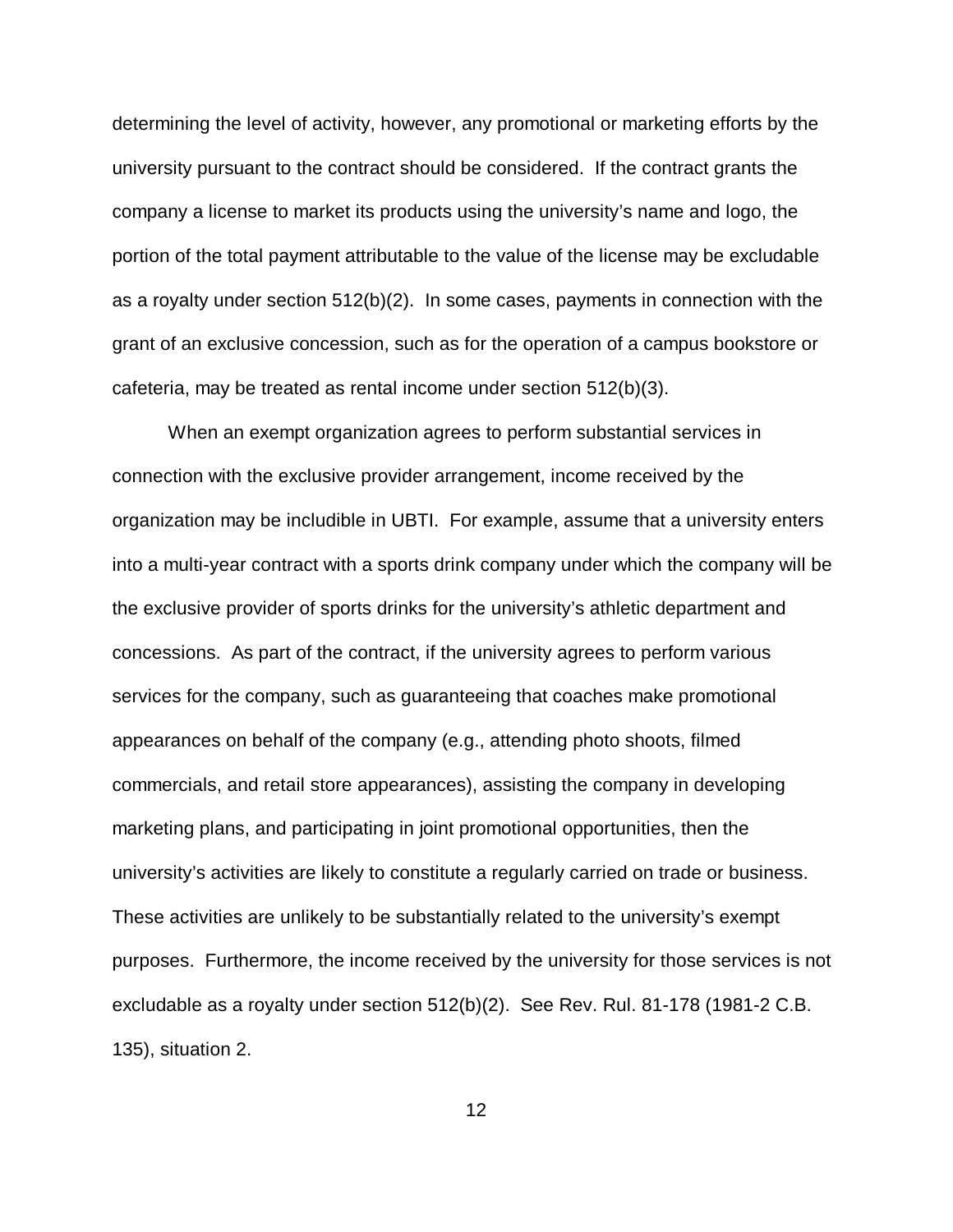determining the level of activity, however, any promotional or marketing efforts by the university pursuant to the contract should be considered. If the contract grants the company a license to market its products using the university's name and logo, the portion of the total payment attributable to the value of the license may be excludable as a royalty under section 512(b)(2). In some cases, payments in connection with the grant of an exclusive concession, such as for the operation of a campus bookstore or cafeteria, may be treated as rental income under section 512(b)(3).

When an exempt organization agrees to perform substantial services in connection with the exclusive provider arrangement, income received by the organization may be includible in UBTI. For example, assume that a university enters into a multi-year contract with a sports drink company under which the company will be the exclusive provider of sports drinks for the university's athletic department and concessions. As part of the contract, if the university agrees to perform various services for the company, such as guaranteeing that coaches make promotional appearances on behalf of the company (e.g., attending photo shoots, filmed commercials, and retail store appearances), assisting the company in developing marketing plans, and participating in joint promotional opportunities, then the university's activities are likely to constitute a regularly carried on trade or business. These activities are unlikely to be substantially related to the university's exempt purposes. Furthermore, the income received by the university for those services is not excludable as a royalty under section 512(b)(2). See Rev. Rul. 81-178 (1981-2 C.B. 135), situation 2.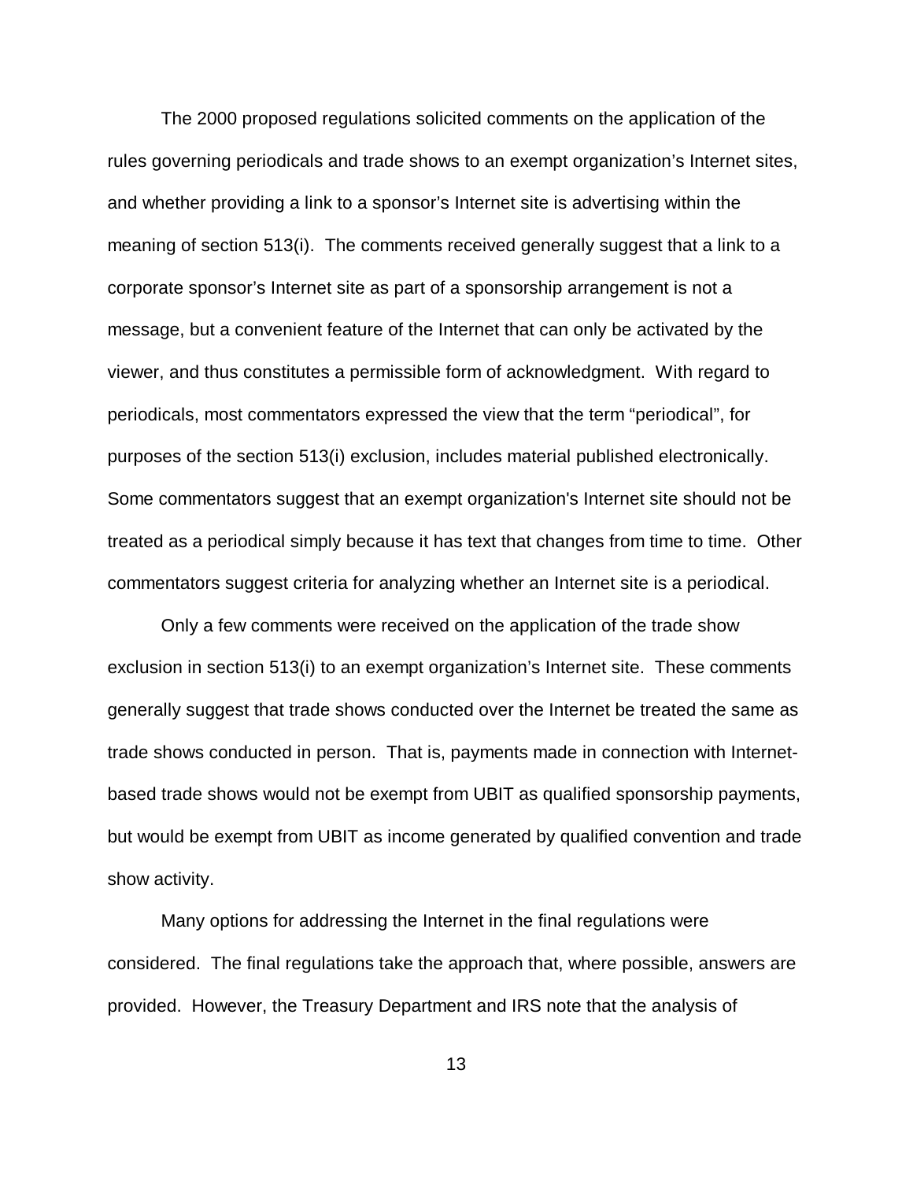The 2000 proposed regulations solicited comments on the application of the rules governing periodicals and trade shows to an exempt organization's Internet sites, and whether providing a link to a sponsor's Internet site is advertising within the meaning of section 513(i). The comments received generally suggest that a link to a corporate sponsor's Internet site as part of a sponsorship arrangement is not a message, but a convenient feature of the Internet that can only be activated by the viewer, and thus constitutes a permissible form of acknowledgment. With regard to periodicals, most commentators expressed the view that the term "periodical", for purposes of the section 513(i) exclusion, includes material published electronically. Some commentators suggest that an exempt organization's Internet site should not be treated as a periodical simply because it has text that changes from time to time. Other commentators suggest criteria for analyzing whether an Internet site is a periodical.

Only a few comments were received on the application of the trade show exclusion in section 513(i) to an exempt organization's Internet site. These comments generally suggest that trade shows conducted over the Internet be treated the same as trade shows conducted in person. That is, payments made in connection with Internet-based trade shows would not be exempt from UBIT as qualified sponsorship payments, but would be exempt from UBIT as income generated by qualified convention and trade show activity.

Many options for addressing the Internet in the final regulations were considered. The final regulations take the approach that, where possible, answers are provided. However, the Treasury Department and IRS note that the analysis of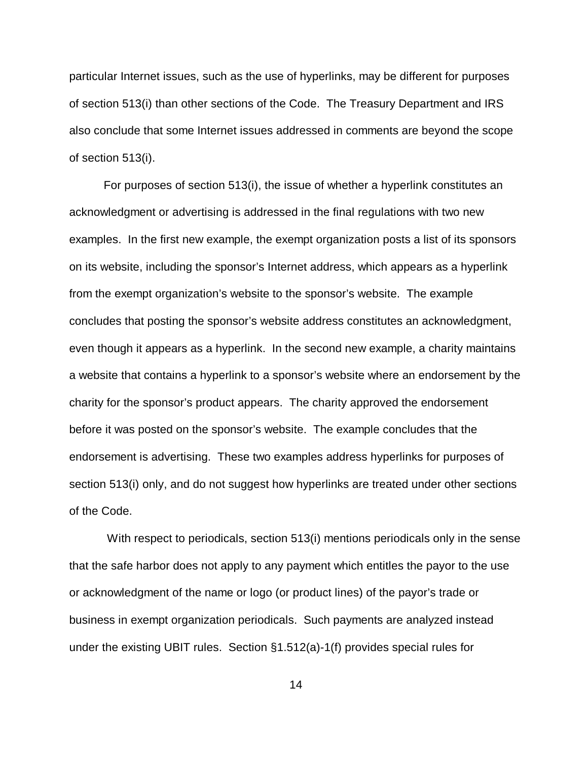particular Internet issues, such as the use of hyperlinks, may be different for purposes of section 513(i) than other sections of the Code. The Treasury Department and IRS also conclude that some Internet issues addressed in comments are beyond the scope of section 513(i).

For purposes of section 513(i), the issue of whether a hyperlink constitutes an acknowledgment or advertising is addressed in the final regulations with two new examples. In the first new example, the exempt organization posts a list of its sponsors on its website, including the sponsor's Internet address, which appears as a hyperlink from the exempt organization's website to the sponsor's website. The example concludes that posting the sponsor's website address constitutes an acknowledgment, even though it appears as a hyperlink. In the second new example, a charity maintains a website that contains a hyperlink to a sponsor's website where an endorsement by the charity for the sponsor's product appears. The charity approved the endorsement before it was posted on the sponsor's website. The example concludes that the endorsement is advertising. These two examples address hyperlinks for purposes of section 513(i) only, and do not suggest how hyperlinks are treated under other sections of the Code.

With respect to periodicals, section 513(i) mentions periodicals only in the sense that the safe harbor does not apply to any payment which entitles the payor to the use or acknowledgment of the name or logo (or product lines) of the payor's trade or business in exempt organization periodicals. Such payments are analyzed instead under the existing UBIT rules. Section §1.512(a)-1(f) provides special rules for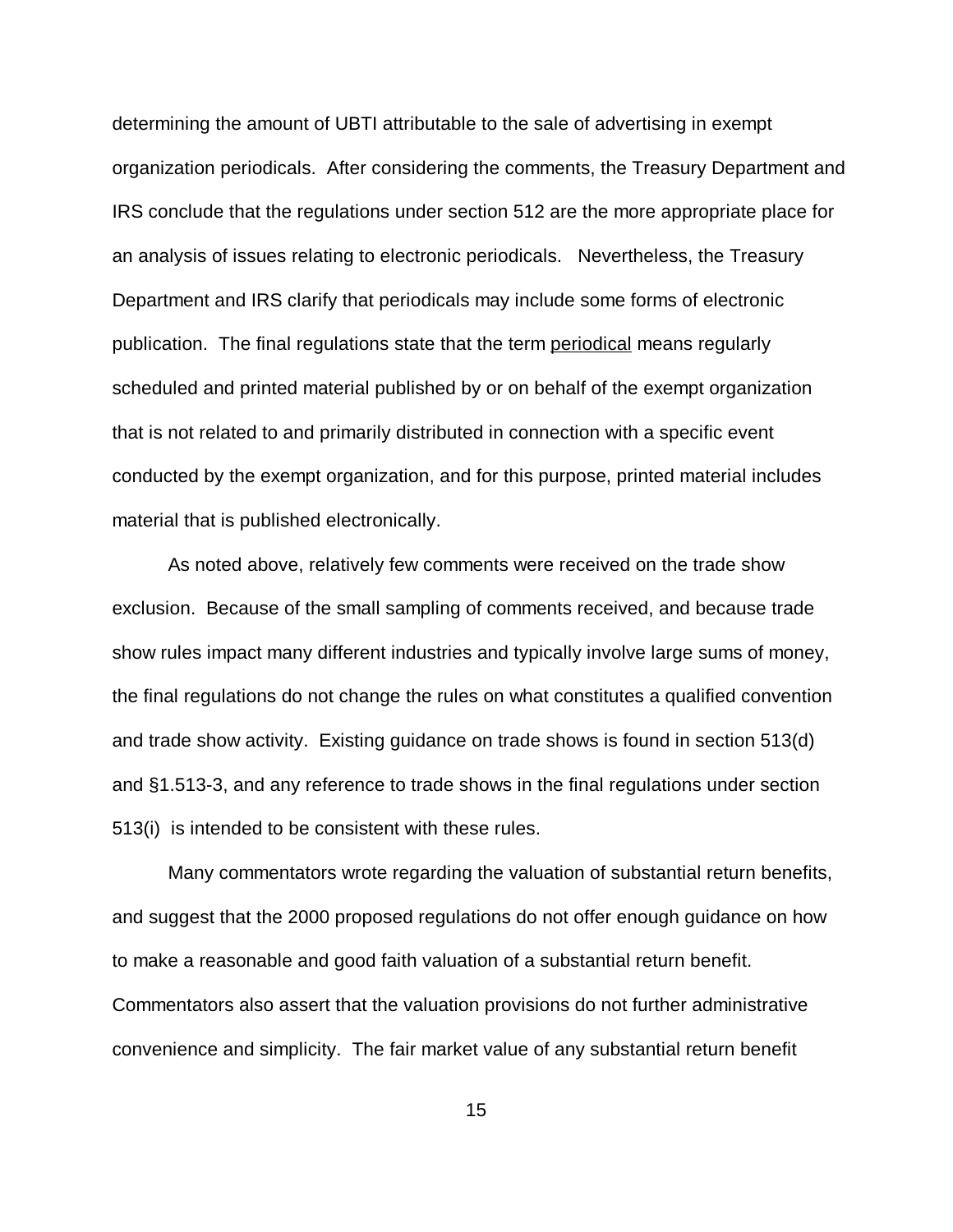determining the amount of UBTI attributable to the sale of advertising in exempt organization periodicals. After considering the comments, the Treasury Department and IRS conclude that the regulations under section 512 are the more appropriate place for an analysis of issues relating to electronic periodicals. Nevertheless, the Treasury Department and IRS clarify that periodicals may include some forms of electronic publication. The final regulations state that the term periodical means regularly scheduled and printed material published by or on behalf of the exempt organization that is not related to and primarily distributed in connection with a specific event conducted by the exempt organization, and for this purpose, printed material includes material that is published electronically.

As noted above, relatively few comments were received on the trade show exclusion. Because of the small sampling of comments received, and because trade show rules impact many different industries and typically involve large sums of money, the final regulations do not change the rules on what constitutes a qualified convention and trade show activity. Existing guidance on trade shows is found in section 513(d) and §1.513-3, and any reference to trade shows in the final regulations under section 513(i) is intended to be consistent with these rules.

Many commentators wrote regarding the valuation of substantial return benefits, and suggest that the 2000 proposed regulations do not offer enough guidance on how to make a reasonable and good faith valuation of a substantial return benefit. Commentators also assert that the valuation provisions do not further administrative convenience and simplicity. The fair market value of any substantial return benefit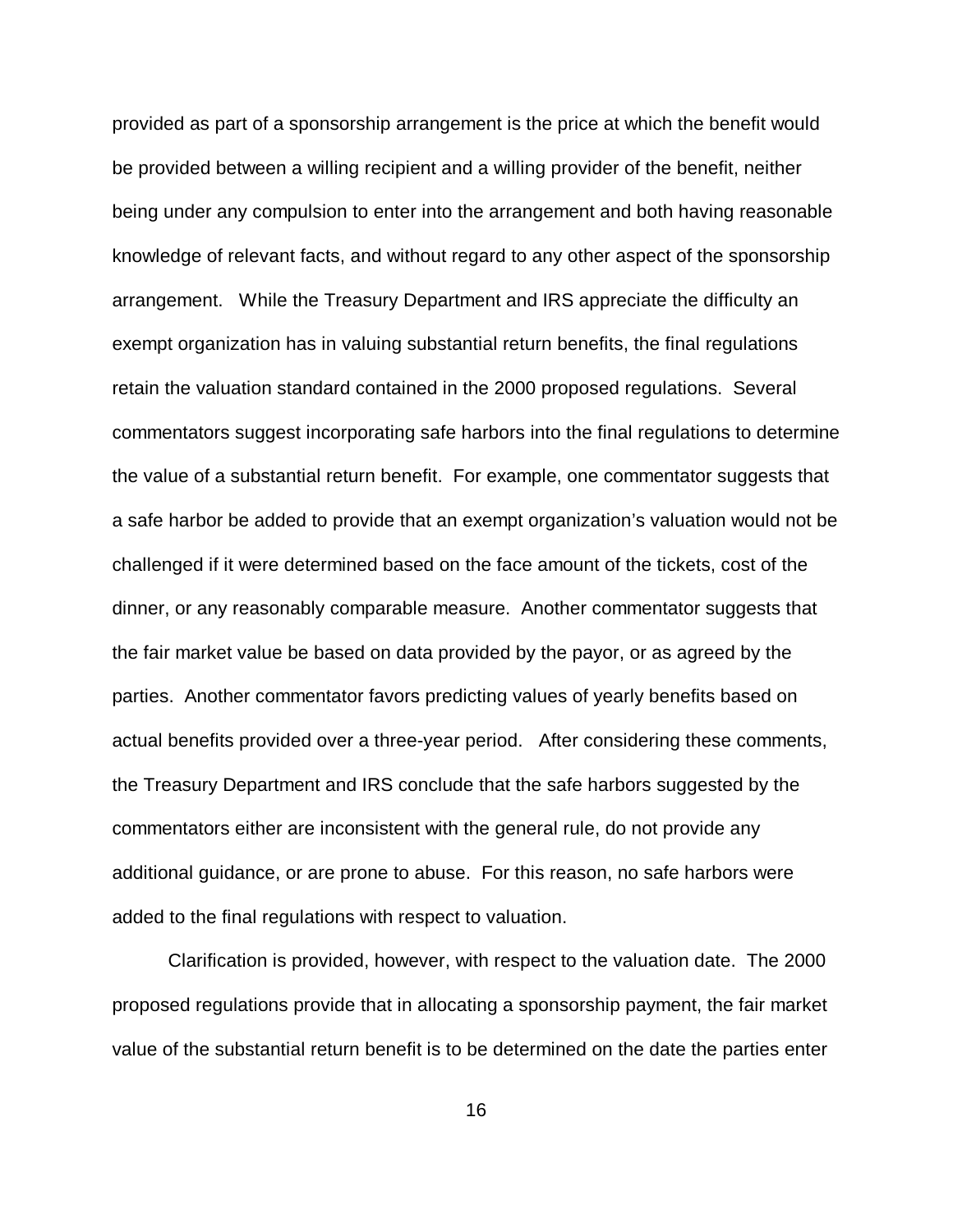provided as part of a sponsorship arrangement is the price at which the benefit would be provided between a willing recipient and a willing provider of the benefit, neither being under any compulsion to enter into the arrangement and both having reasonable knowledge of relevant facts, and without regard to any other aspect of the sponsorship arrangement. While the Treasury Department and IRS appreciate the difficulty an exempt organization has in valuing substantial return benefits, the final regulations retain the valuation standard contained in the 2000 proposed regulations. Several commentators suggest incorporating safe harbors into the final regulations to determine the value of a substantial return benefit. For example, one commentator suggests that a safe harbor be added to provide that an exempt organization's valuation would not be challenged if it were determined based on the face amount of the tickets, cost of the dinner, or any reasonably comparable measure. Another commentator suggests that the fair market value be based on data provided by the payor, or as agreed by the parties. Another commentator favors predicting values of yearly benefits based on actual benefits provided over a three-year period. After considering these comments, the Treasury Department and IRS conclude that the safe harbors suggested by the commentators either are inconsistent with the general rule, do not provide any additional guidance, or are prone to abuse. For this reason, no safe harbors were added to the final regulations with respect to valuation.

Clarification is provided, however, with respect to the valuation date. The 2000 proposed regulations provide that in allocating a sponsorship payment, the fair market value of the substantial return benefit is to be determined on the date the parties enter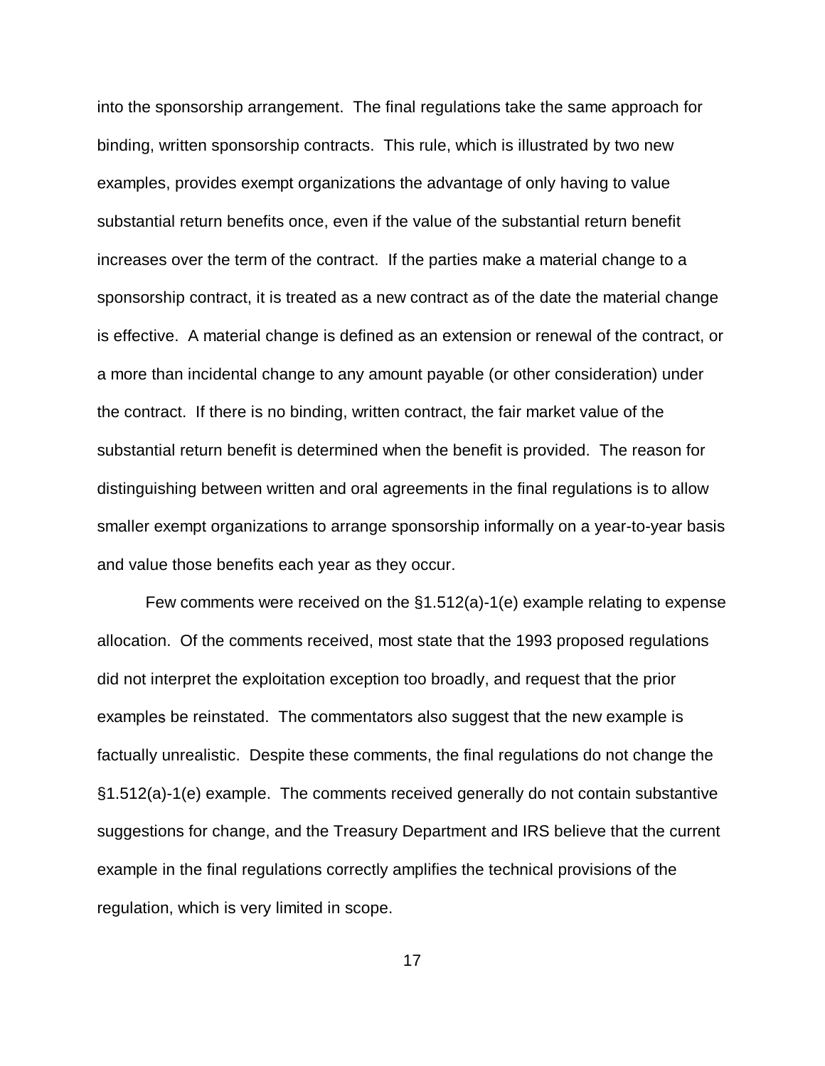into the sponsorship arrangement. The final regulations take the same approach for binding, written sponsorship contracts. This rule, which is illustrated by two new examples, provides exempt organizations the advantage of only having to value substantial return benefits once, even if the value of the substantial return benefit increases over the term of the contract. If the parties make a material change to a sponsorship contract, it is treated as a new contract as of the date the material change is effective. A material change is defined as an extension or renewal of the contract, or a more than incidental change to any amount payable (or other consideration) under the contract. If there is no binding, written contract, the fair market value of the substantial return benefit is determined when the benefit is provided. The reason for distinguishing between written and oral agreements in the final regulations is to allow smaller exempt organizations to arrange sponsorship informally on a year-to-year basis and value those benefits each year as they occur.

Few comments were received on the §1.512(a)-1(e) example relating to expense allocation. Of the comments received, most state that the 1993 proposed regulations did not interpret the exploitation exception too broadly, and request that the prior examples be reinstated. The commentators also suggest that the new example is factually unrealistic. Despite these comments, the final regulations do not change the §1.512(a)-1(e) example. The comments received generally do not contain substantive suggestions for change, and the Treasury Department and IRS believe that the current example in the final regulations correctly amplifies the technical provisions of the regulation, which is very limited in scope.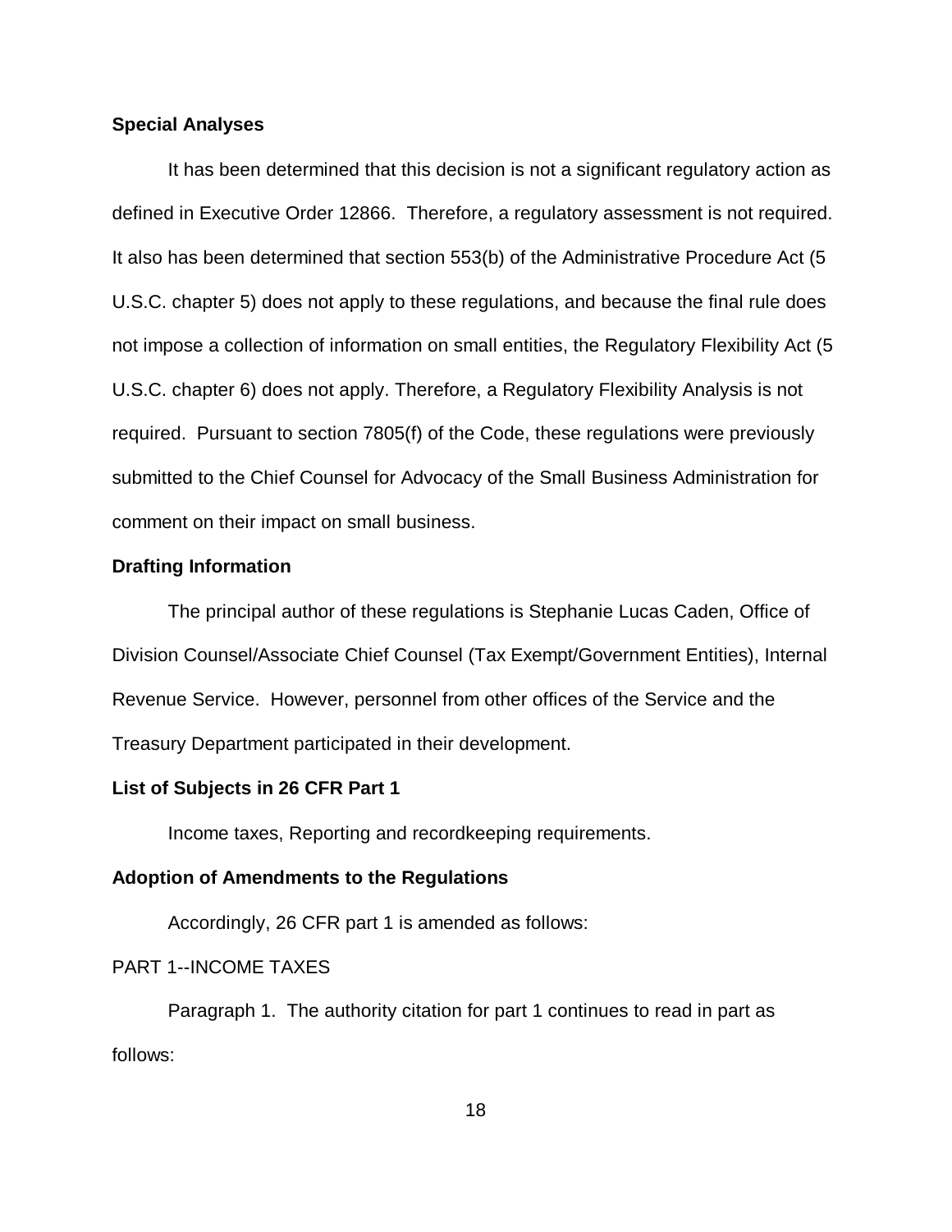**Special Analyses**

It has been determined that this decision is not a significant regulatory action as defined in Executive Order 12866. Therefore, a regulatory assessment is not required. It also has been determined that section 553(b) of the Administrative Procedure Act (5 U.S.C. chapter 5) does not apply to these regulations, and because the final rule does not impose a collection of information on small entities, the Regulatory Flexibility Act (5 U.S.C. chapter 6) does not apply. Therefore, a Regulatory Flexibility Analysis is not required. Pursuant to section 7805(f) of the Code, these regulations were previously submitted to the Chief Counsel for Advocacy of the Small Business Administration for comment on their impact on small business.

**Drafting Information**

The principal author of these regulations is Stephanie Lucas Caden, Office of Division Counsel/Associate Chief Counsel (Tax Exempt/Government Entities), Internal Revenue Service. However, personnel from other offices of the Service and the Treasury Department participated in their development.

**List of Subjects in 26 CFR Part 1**

Income taxes, Reporting and recordkeeping requirements.

**Adoption of Amendments to the Regulations**

Accordingly, 26 CFR part 1 is amended as follows:

PART 1--INCOME TAXES

Paragraph 1. The authority citation for part 1 continues to read in part as follows: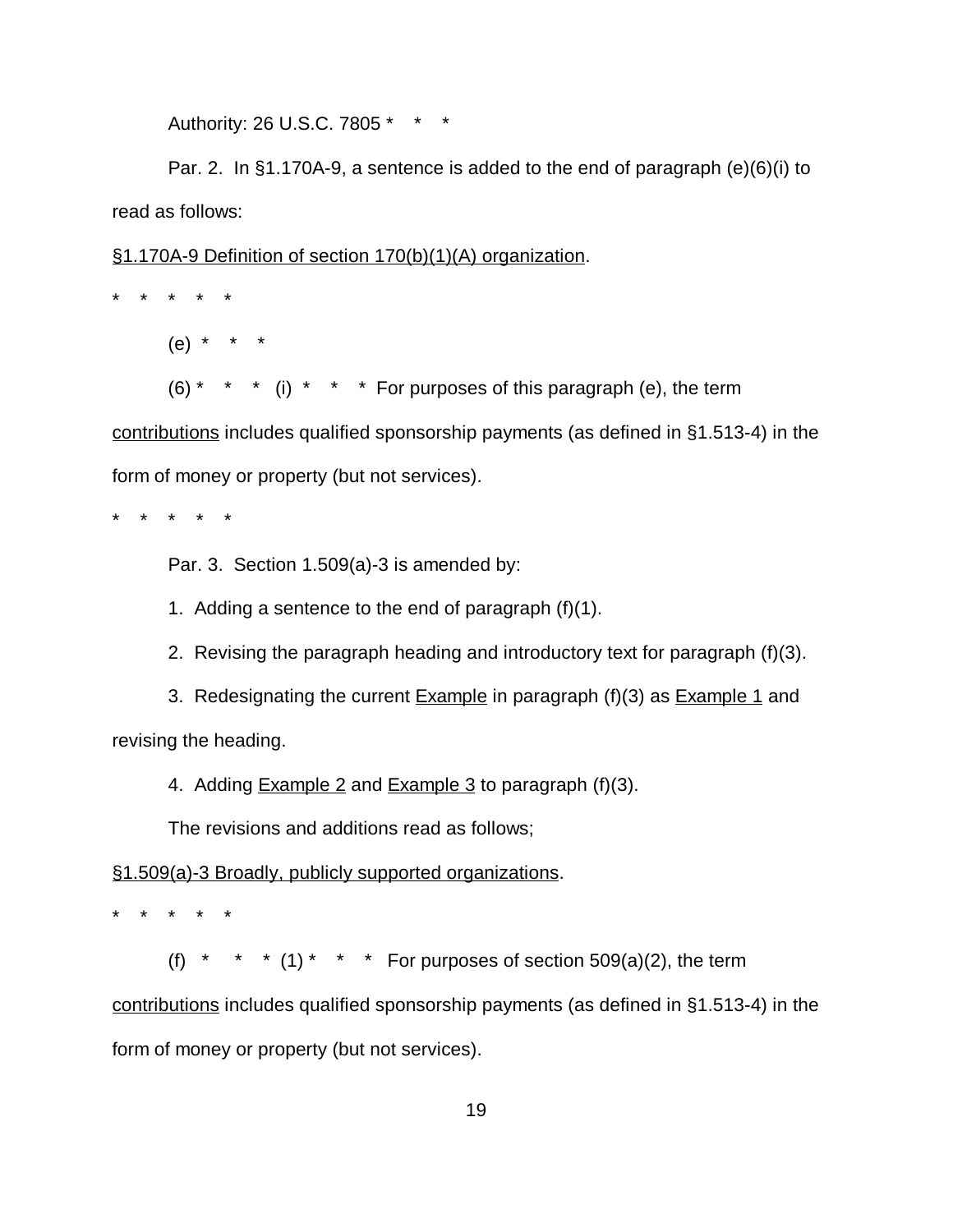Authority: 26 U.S.C. 7805 * * *

Par. 2. In §1.170A-9, a sentence is added to the end of paragraph (e)(6)(i) to read as follows:

§1.170A-9 Definition of section 170(b)(1)(A) organization.

\* \* \* \* \*

(e) * * *

(6) * * * (i) * * * For purposes of this paragraph (e), the term contributions includes qualified sponsorship payments (as defined in §1.513-4) in the form of money or property (but not services).

\* \* \* \* \*

Par. 3. Section 1.509(a)-3 is amended by:

1. Adding a sentence to the end of paragraph (f)(1).

2. Revising the paragraph heading and introductory text for paragraph (f)(3).

3. Redesignating the current Example in paragraph (f)(3) as Example 1 and revising the heading.

4. Adding Example 2 and Example 3 to paragraph (f)(3).

The revisions and additions read as follows;

§1.509(a)-3 Broadly, publicly supported organizations.

\* \* \* \* \*

(f) * * * (1) * * * For purposes of section 509(a)(2), the term contributions includes qualified sponsorship payments (as defined in §1.513-4) in the form of money or property (but not services).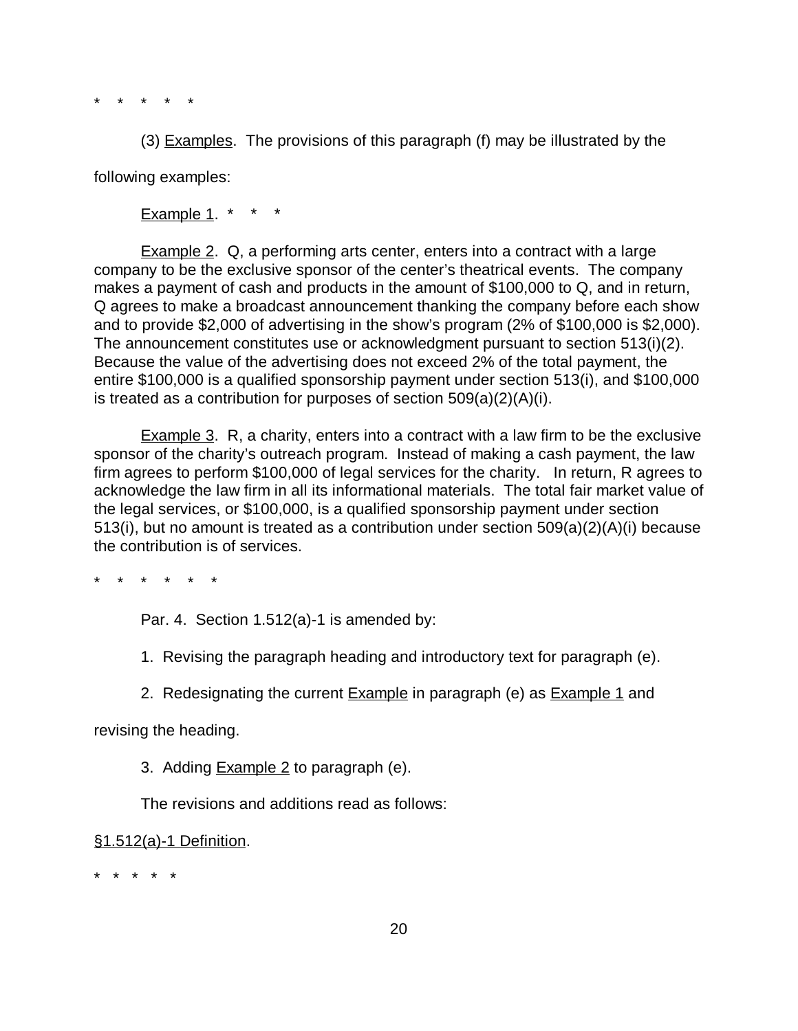\* \* \* \* \*

(3) Examples. The provisions of this paragraph (f) may be illustrated by the following examples:

Example 1. \* \* \*

Example 2. Q, a performing arts center, enters into a contract with a large company to be the exclusive sponsor of the center's theatrical events. The company makes a payment of cash and products in the amount of $100,000 to Q, and in return, Q agrees to make a broadcast announcement thanking the company before each show and to provide $2,000 of advertising in the show's program (2% of $100,000 is $2,000). The announcement constitutes use or acknowledgment pursuant to section 513(i)(2). Because the value of the advertising does not exceed 2% of the total payment, the entire $100,000 is a qualified sponsorship payment under section 513(i), and $100,000 is treated as a contribution for purposes of section 509(a)(2)(A)(i).

Example 3. R, a charity, enters into a contract with a law firm to be the exclusive sponsor of the charity's outreach program. Instead of making a cash payment, the law firm agrees to perform $100,000 of legal services for the charity. In return, R agrees to acknowledge the law firm in all its informational materials. The total fair market value of the legal services, or $100,000, is a qualified sponsorship payment under section 513(i), but no amount is treated as a contribution under section 509(a)(2)(A)(i) because the contribution is of services.

\* \* \* \* \* \*

Par. 4. Section 1.512(a)-1 is amended by:

1. Revising the paragraph heading and introductory text for paragraph (e).

2. Redesignating the current Example in paragraph (e) as Example 1 and revising the heading.

3. Adding Example 2 to paragraph (e).

The revisions and additions read as follows:

§1.512(a)-1 Definition.

\* \* \* \* \*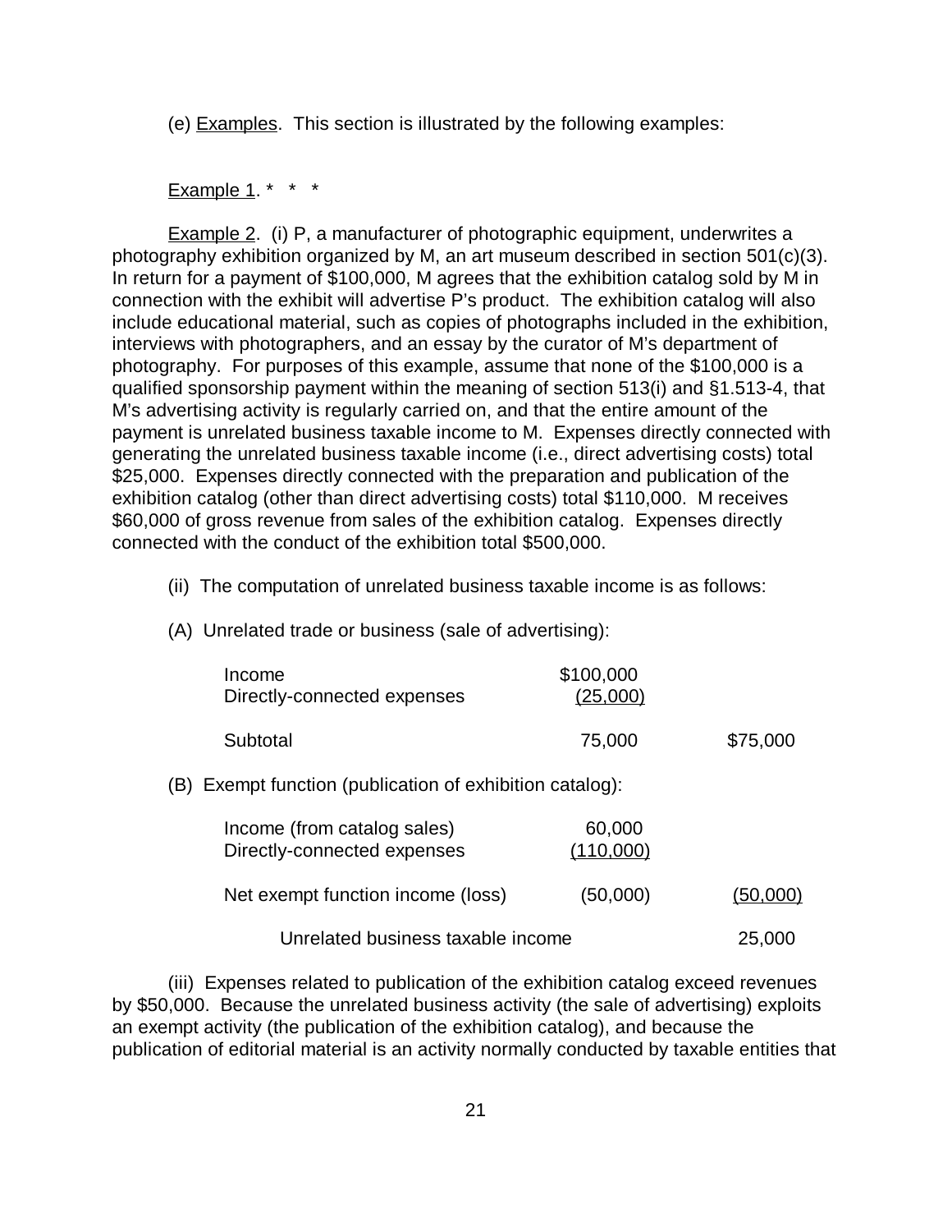(e) Examples. This section is illustrated by the following examples:

Example 1. * * *

Example 2. (i) P, a manufacturer of photographic equipment, underwrites a photography exhibition organized by M, an art museum described in section 501(c)(3). In return for a payment of $100,000, M agrees that the exhibition catalog sold by M in connection with the exhibit will advertise P's product. The exhibition catalog will also include educational material, such as copies of photographs included in the exhibition, interviews with photographers, and an essay by the curator of M's department of photography. For purposes of this example, assume that none of the $100,000 is a qualified sponsorship payment within the meaning of section 513(i) and §1.513-4, that M's advertising activity is regularly carried on, and that the entire amount of the payment is unrelated business taxable income to M. Expenses directly connected with generating the unrelated business taxable income (i.e., direct advertising costs) total $25,000. Expenses directly connected with the preparation and publication of the exhibition catalog (other than direct advertising costs) total $110,000. M receives $60,000 of gross revenue from sales of the exhibition catalog. Expenses directly connected with the conduct of the exhibition total $500,000.

(ii) The computation of unrelated business taxable income is as follows:

(A) Unrelated trade or business (sale of advertising):

| | | |
|---|---|---|
| Income | $100,000 | |
| Directly-connected expenses | (25,000) | |
| Subtotal | 75,000 | $75,000 |

(B) Exempt function (publication of exhibition catalog):

| | | |
|---|---|---|
| Income (from catalog sales) | 60,000 | |
| Directly-connected expenses | (110,000) | |
| Net exempt function income (loss) | (50,000) | (50,000) |
| Unrelated business taxable income | | 25,000 |

(iii) Expenses related to publication of the exhibition catalog exceed revenues by $50,000. Because the unrelated business activity (the sale of advertising) exploits an exempt activity (the publication of the exhibition catalog), and because the publication of editorial material is an activity normally conducted by taxable entities that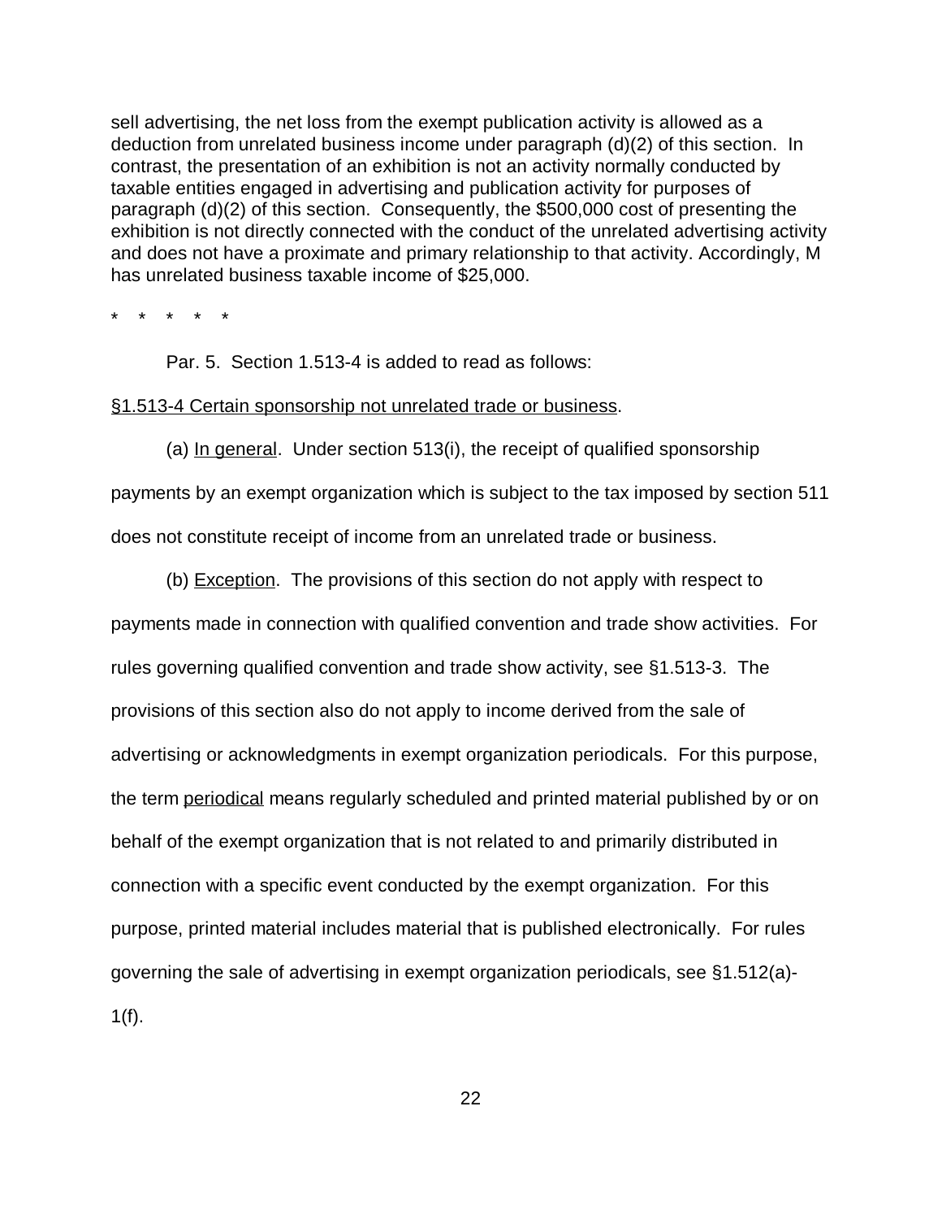sell advertising, the net loss from the exempt publication activity is allowed as a deduction from unrelated business income under paragraph (d)(2) of this section. In contrast, the presentation of an exhibition is not an activity normally conducted by taxable entities engaged in advertising and publication activity for purposes of paragraph (d)(2) of this section. Consequently, the $500,000 cost of presenting the exhibition is not directly connected with the conduct of the unrelated advertising activity and does not have a proximate and primary relationship to that activity. Accordingly, M has unrelated business taxable income of $25,000.

\* \* \* \* \*

Par. 5. Section 1.513-4 is added to read as follows:

§1.513-4 Certain sponsorship not unrelated trade or business.

(a) In general. Under section 513(i), the receipt of qualified sponsorship payments by an exempt organization which is subject to the tax imposed by section 511 does not constitute receipt of income from an unrelated trade or business.

(b) Exception. The provisions of this section do not apply with respect to payments made in connection with qualified convention and trade show activities. For rules governing qualified convention and trade show activity, see §1.513-3. The provisions of this section also do not apply to income derived from the sale of advertising or acknowledgments in exempt organization periodicals. For this purpose, the term periodical means regularly scheduled and printed material published by or on behalf of the exempt organization that is not related to and primarily distributed in connection with a specific event conducted by the exempt organization. For this purpose, printed material includes material that is published electronically. For rules governing the sale of advertising in exempt organization periodicals, see §1.512(a)-1(f).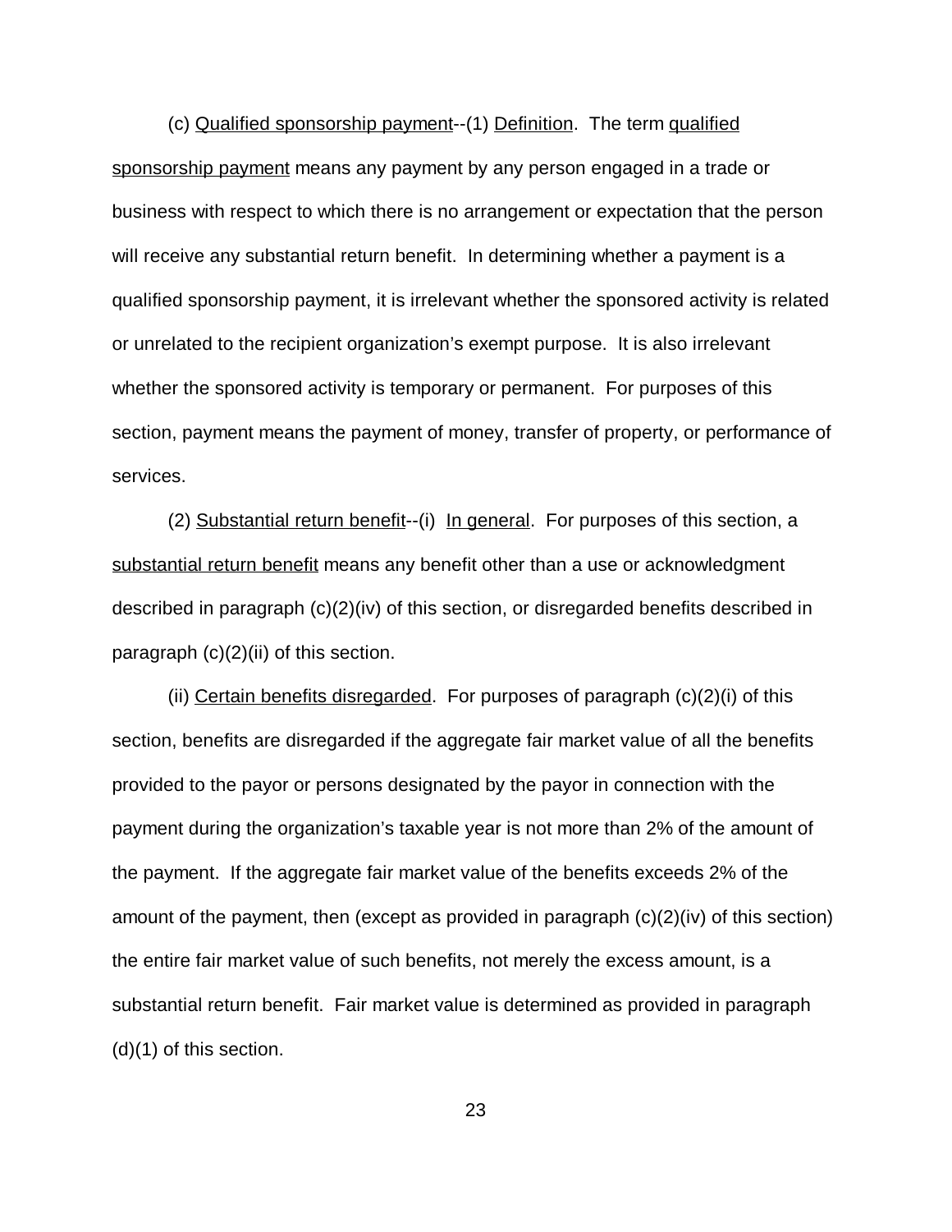(c) Qualified sponsorship payment--(1) Definition. The term qualified sponsorship payment means any payment by any person engaged in a trade or business with respect to which there is no arrangement or expectation that the person will receive any substantial return benefit. In determining whether a payment is a qualified sponsorship payment, it is irrelevant whether the sponsored activity is related or unrelated to the recipient organization's exempt purpose. It is also irrelevant whether the sponsored activity is temporary or permanent. For purposes of this section, payment means the payment of money, transfer of property, or performance of services.

(2) Substantial return benefit--(i) In general. For purposes of this section, a substantial return benefit means any benefit other than a use or acknowledgment described in paragraph (c)(2)(iv) of this section, or disregarded benefits described in paragraph (c)(2)(ii) of this section.

(ii) Certain benefits disregarded. For purposes of paragraph (c)(2)(i) of this section, benefits are disregarded if the aggregate fair market value of all the benefits provided to the payor or persons designated by the payor in connection with the payment during the organization's taxable year is not more than 2% of the amount of the payment. If the aggregate fair market value of the benefits exceeds 2% of the amount of the payment, then (except as provided in paragraph (c)(2)(iv) of this section) the entire fair market value of such benefits, not merely the excess amount, is a substantial return benefit. Fair market value is determined as provided in paragraph (d)(1) of this section.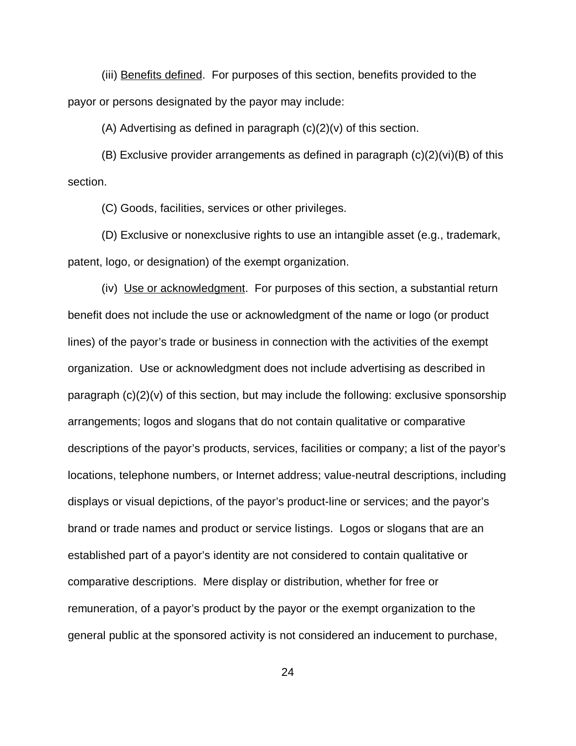(iii) <u>Benefits defined</u>. For purposes of this section, benefits provided to the payor or persons designated by the payor may include:

(A) Advertising as defined in paragraph (c)(2)(v) of this section.

(B) Exclusive provider arrangements as defined in paragraph (c)(2)(vi)(B) of this section.

(C) Goods, facilities, services or other privileges.

(D) Exclusive or nonexclusive rights to use an intangible asset (e.g., trademark, patent, logo, or designation) of the exempt organization.

(iv) <u>Use or acknowledgment</u>. For purposes of this section, a substantial return benefit does not include the use or acknowledgment of the name or logo (or product lines) of the payor's trade or business in connection with the activities of the exempt organization. Use or acknowledgment does not include advertising as described in paragraph (c)(2)(v) of this section, but may include the following: exclusive sponsorship arrangements; logos and slogans that do not contain qualitative or comparative descriptions of the payor's products, services, facilities or company; a list of the payor's locations, telephone numbers, or Internet address; value-neutral descriptions, including displays or visual depictions, of the payor's product-line or services; and the payor's brand or trade names and product or service listings. Logos or slogans that are an established part of a payor's identity are not considered to contain qualitative or comparative descriptions. Mere display or distribution, whether for free or remuneration, of a payor's product by the payor or the exempt organization to the general public at the sponsored activity is not considered an inducement to purchase,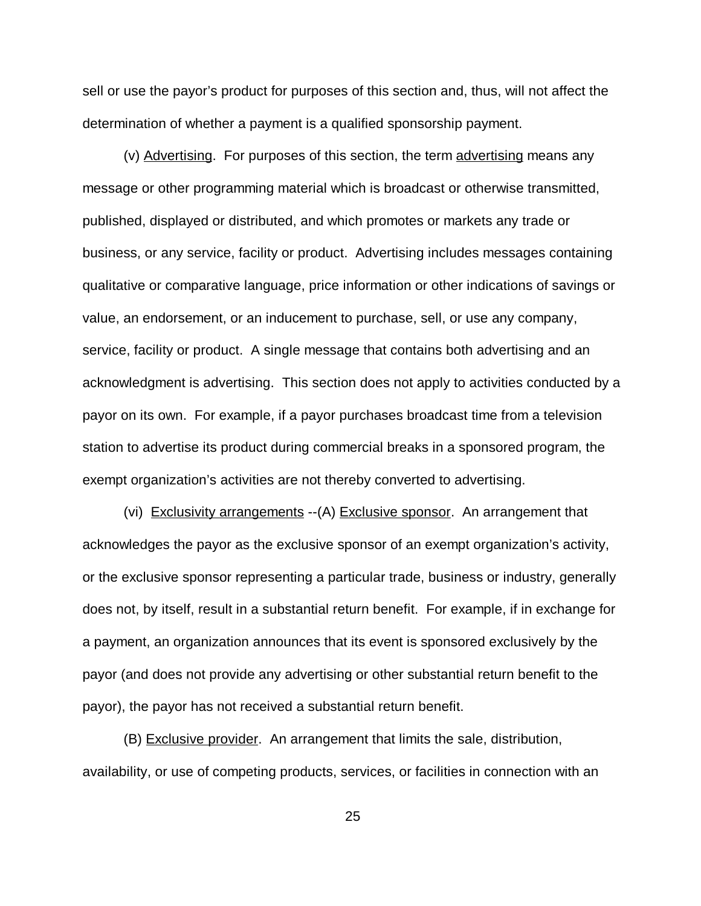sell or use the payor's product for purposes of this section and, thus, will not affect the determination of whether a payment is a qualified sponsorship payment.

(v) Advertising. For purposes of this section, the term advertising means any message or other programming material which is broadcast or otherwise transmitted, published, displayed or distributed, and which promotes or markets any trade or business, or any service, facility or product. Advertising includes messages containing qualitative or comparative language, price information or other indications of savings or value, an endorsement, or an inducement to purchase, sell, or use any company, service, facility or product. A single message that contains both advertising and an acknowledgment is advertising. This section does not apply to activities conducted by a payor on its own. For example, if a payor purchases broadcast time from a television station to advertise its product during commercial breaks in a sponsored program, the exempt organization's activities are not thereby converted to advertising.

(vi) Exclusivity arrangements --(A) Exclusive sponsor. An arrangement that acknowledges the payor as the exclusive sponsor of an exempt organization's activity, or the exclusive sponsor representing a particular trade, business or industry, generally does not, by itself, result in a substantial return benefit. For example, if in exchange for a payment, an organization announces that its event is sponsored exclusively by the payor (and does not provide any advertising or other substantial return benefit to the payor), the payor has not received a substantial return benefit.

(B) Exclusive provider. An arrangement that limits the sale, distribution, availability, or use of competing products, services, or facilities in connection with an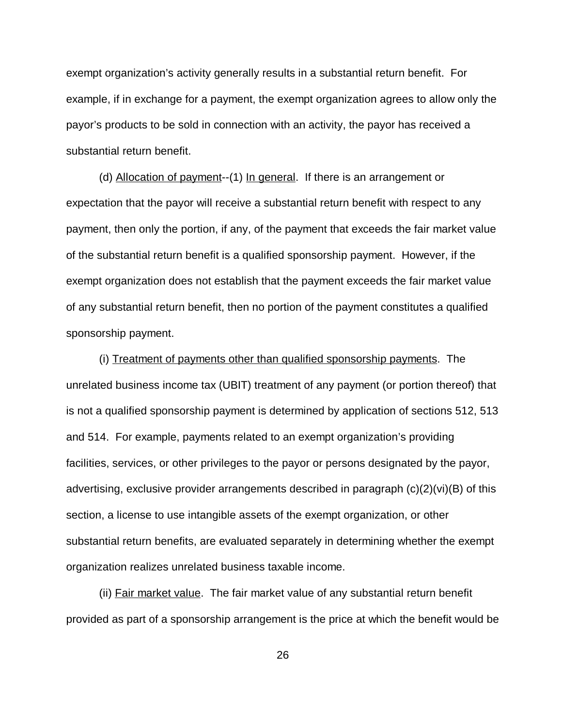exempt organization's activity generally results in a substantial return benefit. For example, if in exchange for a payment, the exempt organization agrees to allow only the payor's products to be sold in connection with an activity, the payor has received a substantial return benefit.

(d) Allocation of payment--(1) In general. If there is an arrangement or expectation that the payor will receive a substantial return benefit with respect to any payment, then only the portion, if any, of the payment that exceeds the fair market value of the substantial return benefit is a qualified sponsorship payment. However, if the exempt organization does not establish that the payment exceeds the fair market value of any substantial return benefit, then no portion of the payment constitutes a qualified sponsorship payment.

(i) Treatment of payments other than qualified sponsorship payments. The unrelated business income tax (UBIT) treatment of any payment (or portion thereof) that is not a qualified sponsorship payment is determined by application of sections 512, 513 and 514. For example, payments related to an exempt organization's providing facilities, services, or other privileges to the payor or persons designated by the payor, advertising, exclusive provider arrangements described in paragraph (c)(2)(vi)(B) of this section, a license to use intangible assets of the exempt organization, or other substantial return benefits, are evaluated separately in determining whether the exempt organization realizes unrelated business taxable income.

(ii) Fair market value. The fair market value of any substantial return benefit provided as part of a sponsorship arrangement is the price at which the benefit would be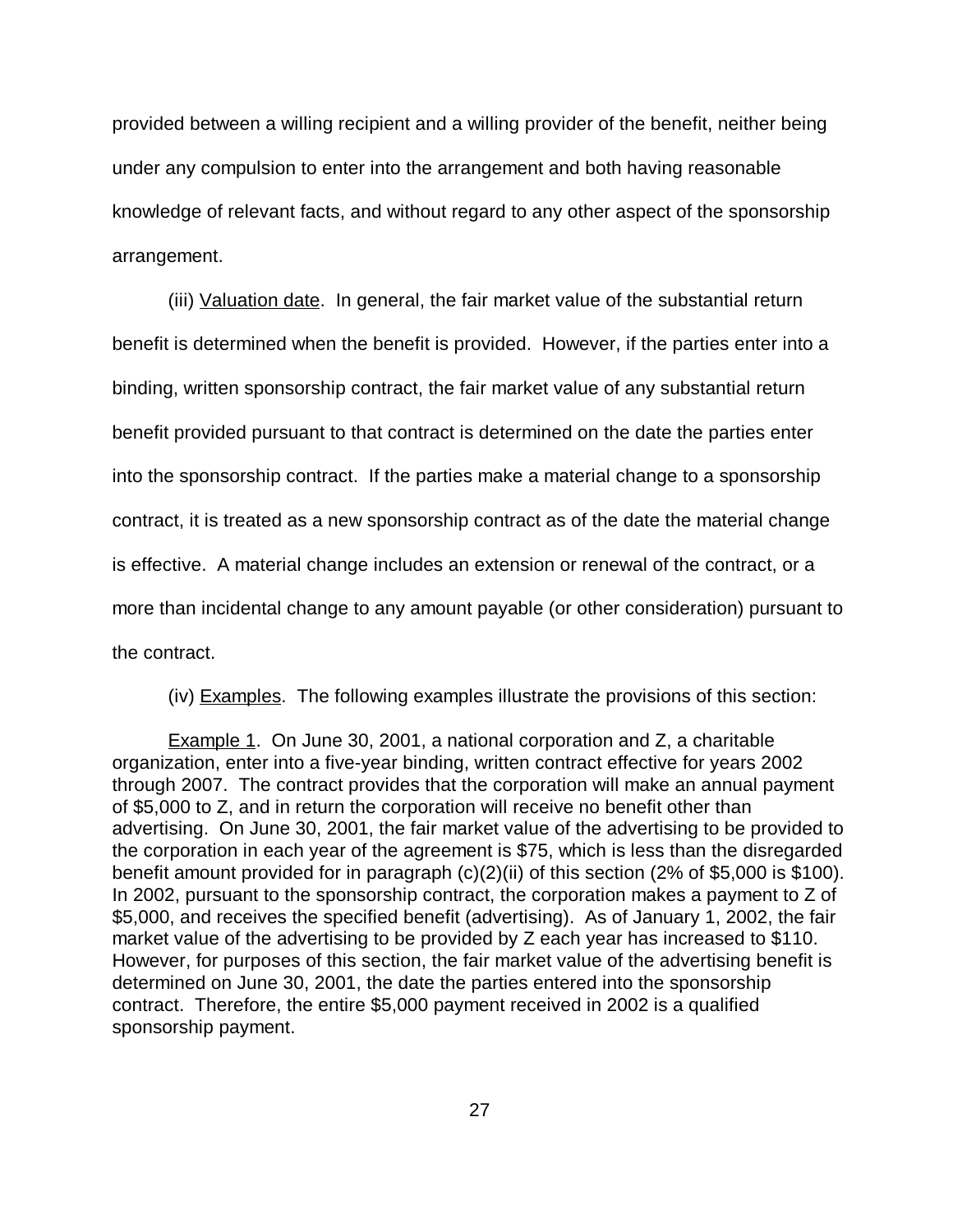provided between a willing recipient and a willing provider of the benefit, neither being under any compulsion to enter into the arrangement and both having reasonable knowledge of relevant facts, and without regard to any other aspect of the sponsorship arrangement.

(iii) Valuation date. In general, the fair market value of the substantial return benefit is determined when the benefit is provided. However, if the parties enter into a binding, written sponsorship contract, the fair market value of any substantial return benefit provided pursuant to that contract is determined on the date the parties enter into the sponsorship contract. If the parties make a material change to a sponsorship contract, it is treated as a new sponsorship contract as of the date the material change is effective. A material change includes an extension or renewal of the contract, or a more than incidental change to any amount payable (or other consideration) pursuant to the contract.

(iv) Examples. The following examples illustrate the provisions of this section:

Example 1. On June 30, 2001, a national corporation and Z, a charitable organization, enter into a five-year binding, written contract effective for years 2002 through 2007. The contract provides that the corporation will make an annual payment of $5,000 to Z, and in return the corporation will receive no benefit other than advertising. On June 30, 2001, the fair market value of the advertising to be provided to the corporation in each year of the agreement is $75, which is less than the disregarded benefit amount provided for in paragraph (c)(2)(ii) of this section (2% of $5,000 is $100). In 2002, pursuant to the sponsorship contract, the corporation makes a payment to Z of $5,000, and receives the specified benefit (advertising). As of January 1, 2002, the fair market value of the advertising to be provided by Z each year has increased to $110. However, for purposes of this section, the fair market value of the advertising benefit is determined on June 30, 2001, the date the parties entered into the sponsorship contract. Therefore, the entire $5,000 payment received in 2002 is a qualified sponsorship payment.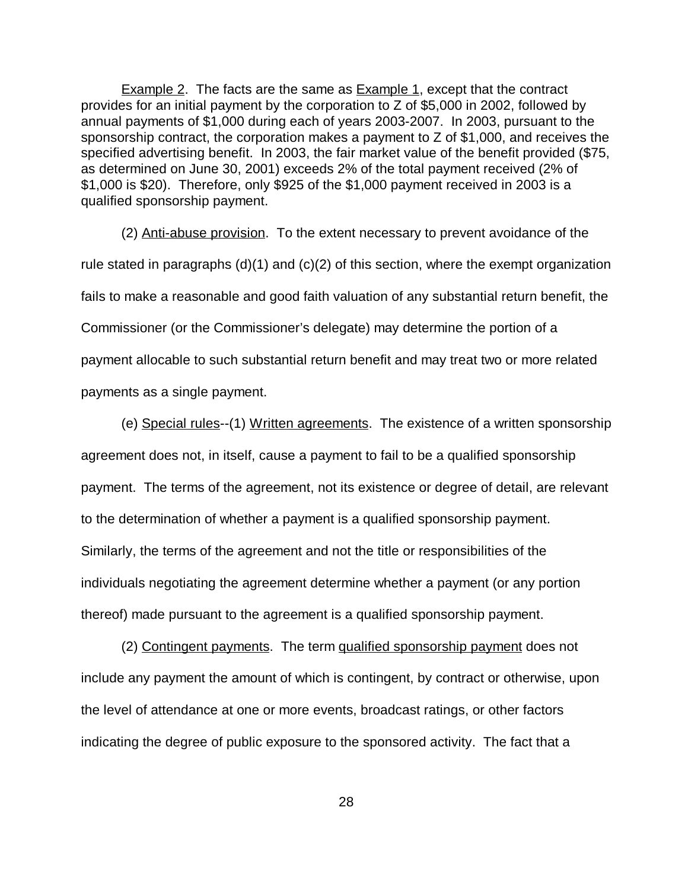Example 2. The facts are the same as Example 1, except that the contract provides for an initial payment by the corporation to Z of $5,000 in 2002, followed by annual payments of $1,000 during each of years 2003-2007. In 2003, pursuant to the sponsorship contract, the corporation makes a payment to Z of $1,000, and receives the specified advertising benefit. In 2003, the fair market value of the benefit provided ($75, as determined on June 30, 2001) exceeds 2% of the total payment received (2% of $1,000 is $20). Therefore, only $925 of the $1,000 payment received in 2003 is a qualified sponsorship payment.

(2) Anti-abuse provision. To the extent necessary to prevent avoidance of the rule stated in paragraphs (d)(1) and (c)(2) of this section, where the exempt organization fails to make a reasonable and good faith valuation of any substantial return benefit, the Commissioner (or the Commissioner's delegate) may determine the portion of a payment allocable to such substantial return benefit and may treat two or more related payments as a single payment.

(e) Special rules--(1) Written agreements. The existence of a written sponsorship agreement does not, in itself, cause a payment to fail to be a qualified sponsorship payment. The terms of the agreement, not its existence or degree of detail, are relevant to the determination of whether a payment is a qualified sponsorship payment. Similarly, the terms of the agreement and not the title or responsibilities of the individuals negotiating the agreement determine whether a payment (or any portion thereof) made pursuant to the agreement is a qualified sponsorship payment.

(2) Contingent payments. The term qualified sponsorship payment does not include any payment the amount of which is contingent, by contract or otherwise, upon the level of attendance at one or more events, broadcast ratings, or other factors indicating the degree of public exposure to the sponsored activity. The fact that a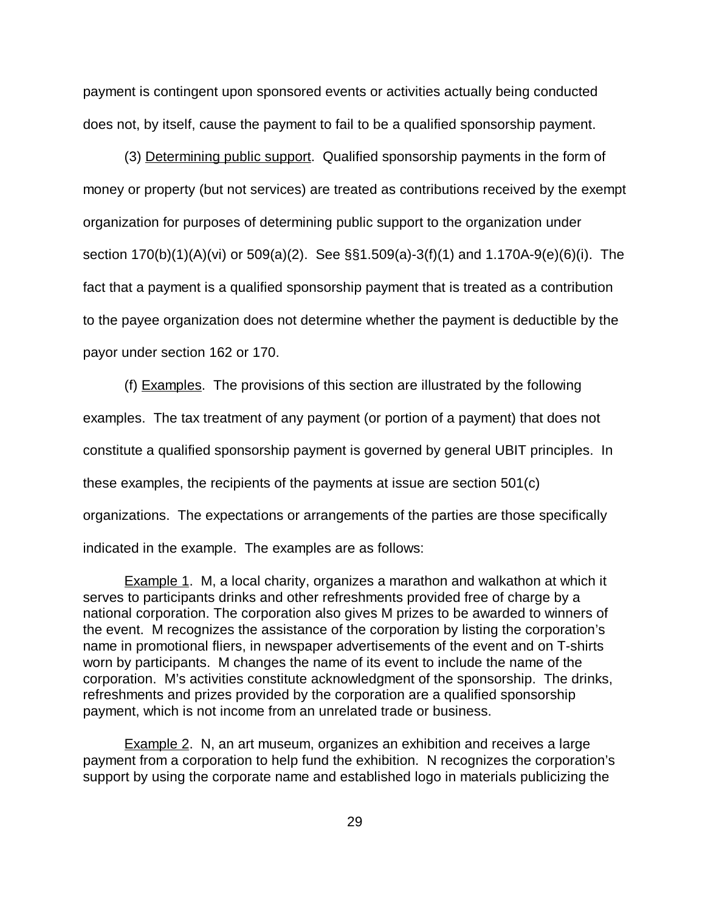payment is contingent upon sponsored events or activities actually being conducted does not, by itself, cause the payment to fail to be a qualified sponsorship payment.

(3) Determining public support. Qualified sponsorship payments in the form of money or property (but not services) are treated as contributions received by the exempt organization for purposes of determining public support to the organization under section 170(b)(1)(A)(vi) or 509(a)(2). See §§1.509(a)-3(f)(1) and 1.170A-9(e)(6)(i). The fact that a payment is a qualified sponsorship payment that is treated as a contribution to the payee organization does not determine whether the payment is deductible by the payor under section 162 or 170.

(f) Examples. The provisions of this section are illustrated by the following examples. The tax treatment of any payment (or portion of a payment) that does not constitute a qualified sponsorship payment is governed by general UBIT principles. In these examples, the recipients of the payments at issue are section 501(c) organizations. The expectations or arrangements of the parties are those specifically indicated in the example. The examples are as follows:

Example 1. M, a local charity, organizes a marathon and walkathon at which it serves to participants drinks and other refreshments provided free of charge by a national corporation. The corporation also gives M prizes to be awarded to winners of the event. M recognizes the assistance of the corporation by listing the corporation's name in promotional fliers, in newspaper advertisements of the event and on T-shirts worn by participants. M changes the name of its event to include the name of the corporation. M's activities constitute acknowledgment of the sponsorship. The drinks, refreshments and prizes provided by the corporation are a qualified sponsorship payment, which is not income from an unrelated trade or business.

Example 2. N, an art museum, organizes an exhibition and receives a large payment from a corporation to help fund the exhibition. N recognizes the corporation's support by using the corporate name and established logo in materials publicizing the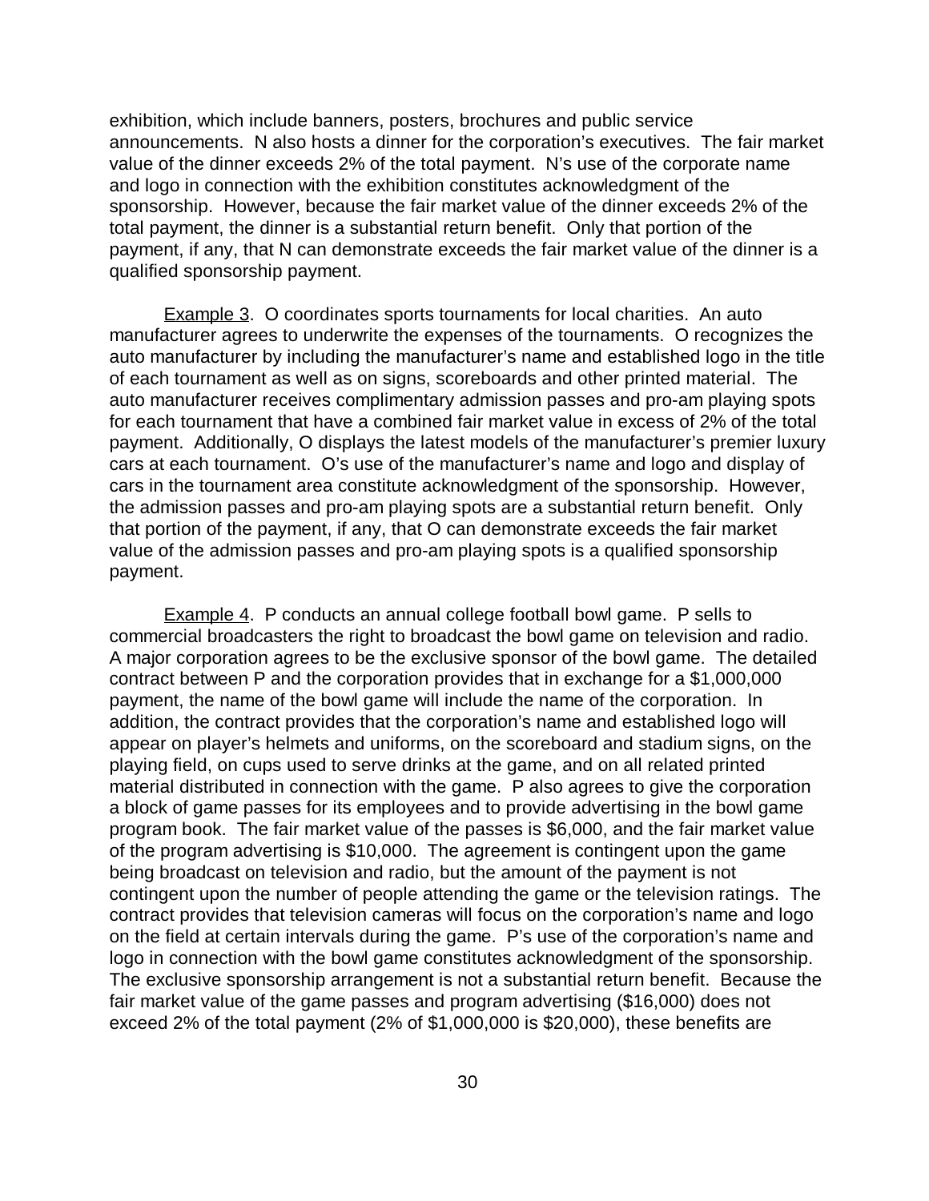exhibition, which include banners, posters, brochures and public service announcements. N also hosts a dinner for the corporation's executives. The fair market value of the dinner exceeds 2% of the total payment. N's use of the corporate name and logo in connection with the exhibition constitutes acknowledgment of the sponsorship. However, because the fair market value of the dinner exceeds 2% of the total payment, the dinner is a substantial return benefit. Only that portion of the payment, if any, that N can demonstrate exceeds the fair market value of the dinner is a qualified sponsorship payment.

Example 3. O coordinates sports tournaments for local charities. An auto manufacturer agrees to underwrite the expenses of the tournaments. O recognizes the auto manufacturer by including the manufacturer's name and established logo in the title of each tournament as well as on signs, scoreboards and other printed material. The auto manufacturer receives complimentary admission passes and pro-am playing spots for each tournament that have a combined fair market value in excess of 2% of the total payment. Additionally, O displays the latest models of the manufacturer's premier luxury cars at each tournament. O's use of the manufacturer's name and logo and display of cars in the tournament area constitute acknowledgment of the sponsorship. However, the admission passes and pro-am playing spots are a substantial return benefit. Only that portion of the payment, if any, that O can demonstrate exceeds the fair market value of the admission passes and pro-am playing spots is a qualified sponsorship payment.

Example 4. P conducts an annual college football bowl game. P sells to commercial broadcasters the right to broadcast the bowl game on television and radio. A major corporation agrees to be the exclusive sponsor of the bowl game. The detailed contract between P and the corporation provides that in exchange for a $1,000,000 payment, the name of the bowl game will include the name of the corporation. In addition, the contract provides that the corporation's name and established logo will appear on player's helmets and uniforms, on the scoreboard and stadium signs, on the playing field, on cups used to serve drinks at the game, and on all related printed material distributed in connection with the game. P also agrees to give the corporation a block of game passes for its employees and to provide advertising in the bowl game program book. The fair market value of the passes is $6,000, and the fair market value of the program advertising is $10,000. The agreement is contingent upon the game being broadcast on television and radio, but the amount of the payment is not contingent upon the number of people attending the game or the television ratings. The contract provides that television cameras will focus on the corporation's name and logo on the field at certain intervals during the game. P's use of the corporation's name and logo in connection with the bowl game constitutes acknowledgment of the sponsorship. The exclusive sponsorship arrangement is not a substantial return benefit. Because the fair market value of the game passes and program advertising ($16,000) does not exceed 2% of the total payment (2% of $1,000,000 is $20,000), these benefits are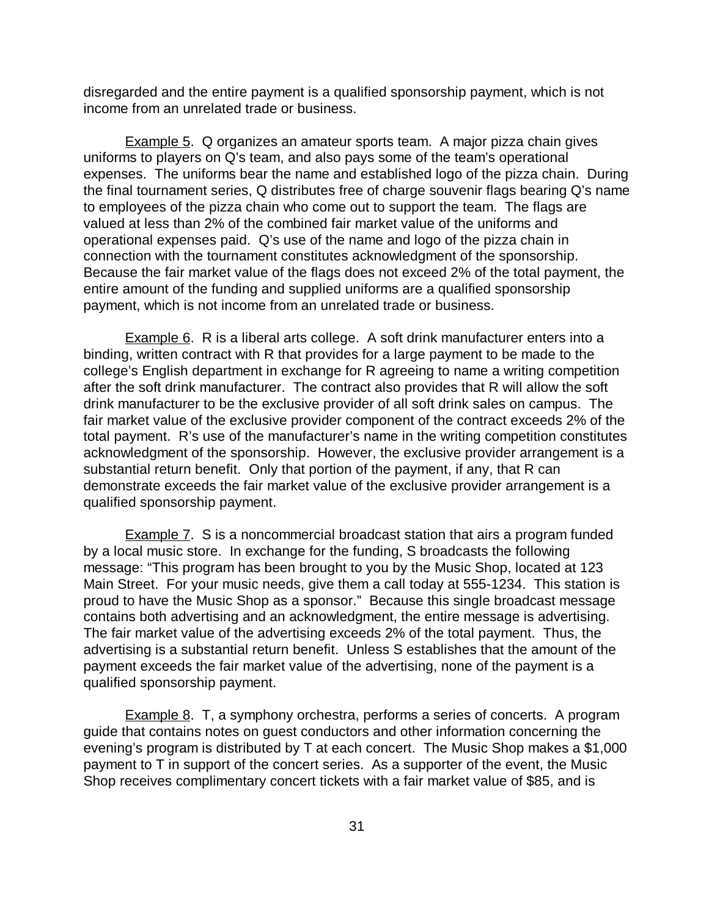disregarded and the entire payment is a qualified sponsorship payment, which is not income from an unrelated trade or business.

Example 5. Q organizes an amateur sports team. A major pizza chain gives uniforms to players on Q's team, and also pays some of the team's operational expenses. The uniforms bear the name and established logo of the pizza chain. During the final tournament series, Q distributes free of charge souvenir flags bearing Q's name to employees of the pizza chain who come out to support the team. The flags are valued at less than 2% of the combined fair market value of the uniforms and operational expenses paid. Q's use of the name and logo of the pizza chain in connection with the tournament constitutes acknowledgment of the sponsorship. Because the fair market value of the flags does not exceed 2% of the total payment, the entire amount of the funding and supplied uniforms are a qualified sponsorship payment, which is not income from an unrelated trade or business.

Example 6. R is a liberal arts college. A soft drink manufacturer enters into a binding, written contract with R that provides for a large payment to be made to the college's English department in exchange for R agreeing to name a writing competition after the soft drink manufacturer. The contract also provides that R will allow the soft drink manufacturer to be the exclusive provider of all soft drink sales on campus. The fair market value of the exclusive provider component of the contract exceeds 2% of the total payment. R's use of the manufacturer's name in the writing competition constitutes acknowledgment of the sponsorship. However, the exclusive provider arrangement is a substantial return benefit. Only that portion of the payment, if any, that R can demonstrate exceeds the fair market value of the exclusive provider arrangement is a qualified sponsorship payment.

Example 7. S is a noncommercial broadcast station that airs a program funded by a local music store. In exchange for the funding, S broadcasts the following message: "This program has been brought to you by the Music Shop, located at 123 Main Street. For your music needs, give them a call today at 555-1234. This station is proud to have the Music Shop as a sponsor." Because this single broadcast message contains both advertising and an acknowledgment, the entire message is advertising. The fair market value of the advertising exceeds 2% of the total payment. Thus, the advertising is a substantial return benefit. Unless S establishes that the amount of the payment exceeds the fair market value of the advertising, none of the payment is a qualified sponsorship payment.

Example 8. T, a symphony orchestra, performs a series of concerts. A program guide that contains notes on guest conductors and other information concerning the evening's program is distributed by T at each concert. The Music Shop makes a $1,000 payment to T in support of the concert series. As a supporter of the event, the Music Shop receives complimentary concert tickets with a fair market value of $85, and is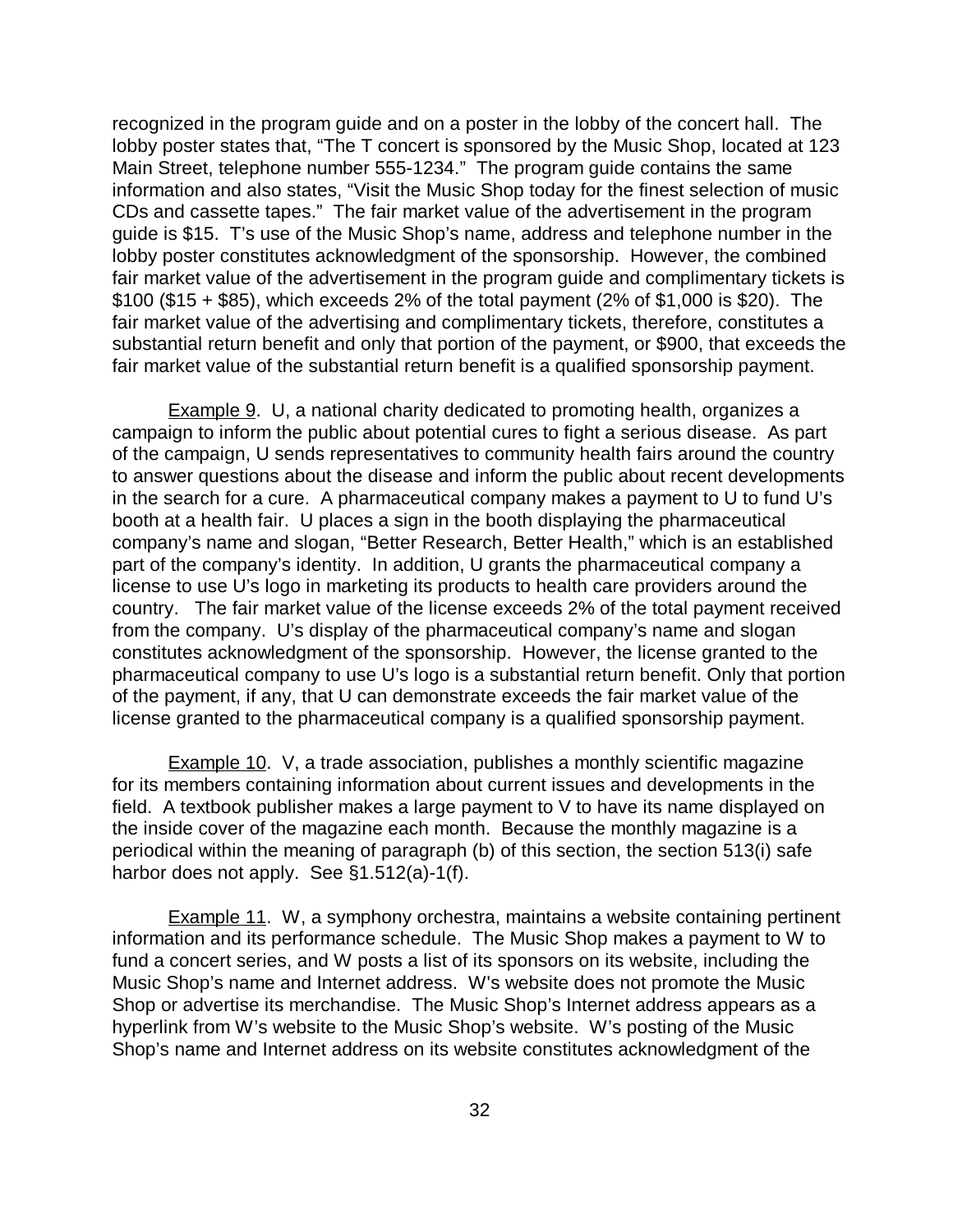recognized in the program guide and on a poster in the lobby of the concert hall. The lobby poster states that, "The T concert is sponsored by the Music Shop, located at 123 Main Street, telephone number 555-1234." The program guide contains the same information and also states, "Visit the Music Shop today for the finest selection of music CDs and cassette tapes." The fair market value of the advertisement in the program guide is $15. T's use of the Music Shop's name, address and telephone number in the lobby poster constitutes acknowledgment of the sponsorship. However, the combined fair market value of the advertisement in the program guide and complimentary tickets is $100 ($15 + $85), which exceeds 2% of the total payment (2% of $1,000 is $20). The fair market value of the advertising and complimentary tickets, therefore, constitutes a substantial return benefit and only that portion of the payment, or $900, that exceeds the fair market value of the substantial return benefit is a qualified sponsorship payment.

Example 9. U, a national charity dedicated to promoting health, organizes a campaign to inform the public about potential cures to fight a serious disease. As part of the campaign, U sends representatives to community health fairs around the country to answer questions about the disease and inform the public about recent developments in the search for a cure. A pharmaceutical company makes a payment to U to fund U's booth at a health fair. U places a sign in the booth displaying the pharmaceutical company's name and slogan, "Better Research, Better Health," which is an established part of the company's identity. In addition, U grants the pharmaceutical company a license to use U's logo in marketing its products to health care providers around the country. The fair market value of the license exceeds 2% of the total payment received from the company. U's display of the pharmaceutical company's name and slogan constitutes acknowledgment of the sponsorship. However, the license granted to the pharmaceutical company to use U's logo is a substantial return benefit. Only that portion of the payment, if any, that U can demonstrate exceeds the fair market value of the license granted to the pharmaceutical company is a qualified sponsorship payment.

Example 10. V, a trade association, publishes a monthly scientific magazine for its members containing information about current issues and developments in the field. A textbook publisher makes a large payment to V to have its name displayed on the inside cover of the magazine each month. Because the monthly magazine is a periodical within the meaning of paragraph (b) of this section, the section 513(i) safe harbor does not apply. See §1.512(a)-1(f).

Example 11. W, a symphony orchestra, maintains a website containing pertinent information and its performance schedule. The Music Shop makes a payment to W to fund a concert series, and W posts a list of its sponsors on its website, including the Music Shop's name and Internet address. W's website does not promote the Music Shop or advertise its merchandise. The Music Shop's Internet address appears as a hyperlink from W's website to the Music Shop's website. W's posting of the Music Shop's name and Internet address on its website constitutes acknowledgment of the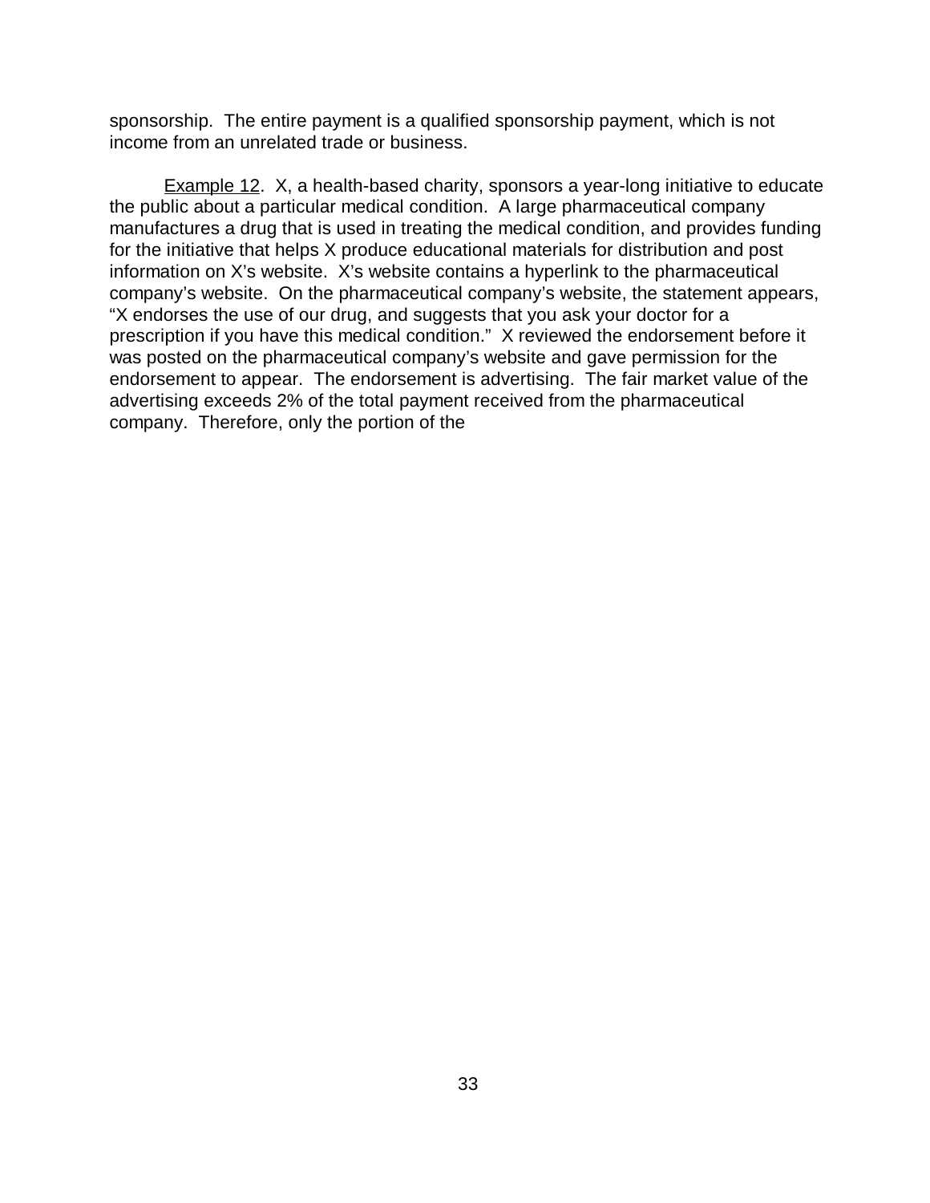sponsorship. The entire payment is a qualified sponsorship payment, which is not income from an unrelated trade or business.

Example 12. X, a health-based charity, sponsors a year-long initiative to educate the public about a particular medical condition. A large pharmaceutical company manufactures a drug that is used in treating the medical condition, and provides funding for the initiative that helps X produce educational materials for distribution and post information on X's website. X's website contains a hyperlink to the pharmaceutical company's website. On the pharmaceutical company's website, the statement appears, "X endorses the use of our drug, and suggests that you ask your doctor for a prescription if you have this medical condition." X reviewed the endorsement before it was posted on the pharmaceutical company's website and gave permission for the endorsement to appear. The endorsement is advertising. The fair market value of the advertising exceeds 2% of the total payment received from the pharmaceutical company. Therefore, only the portion of the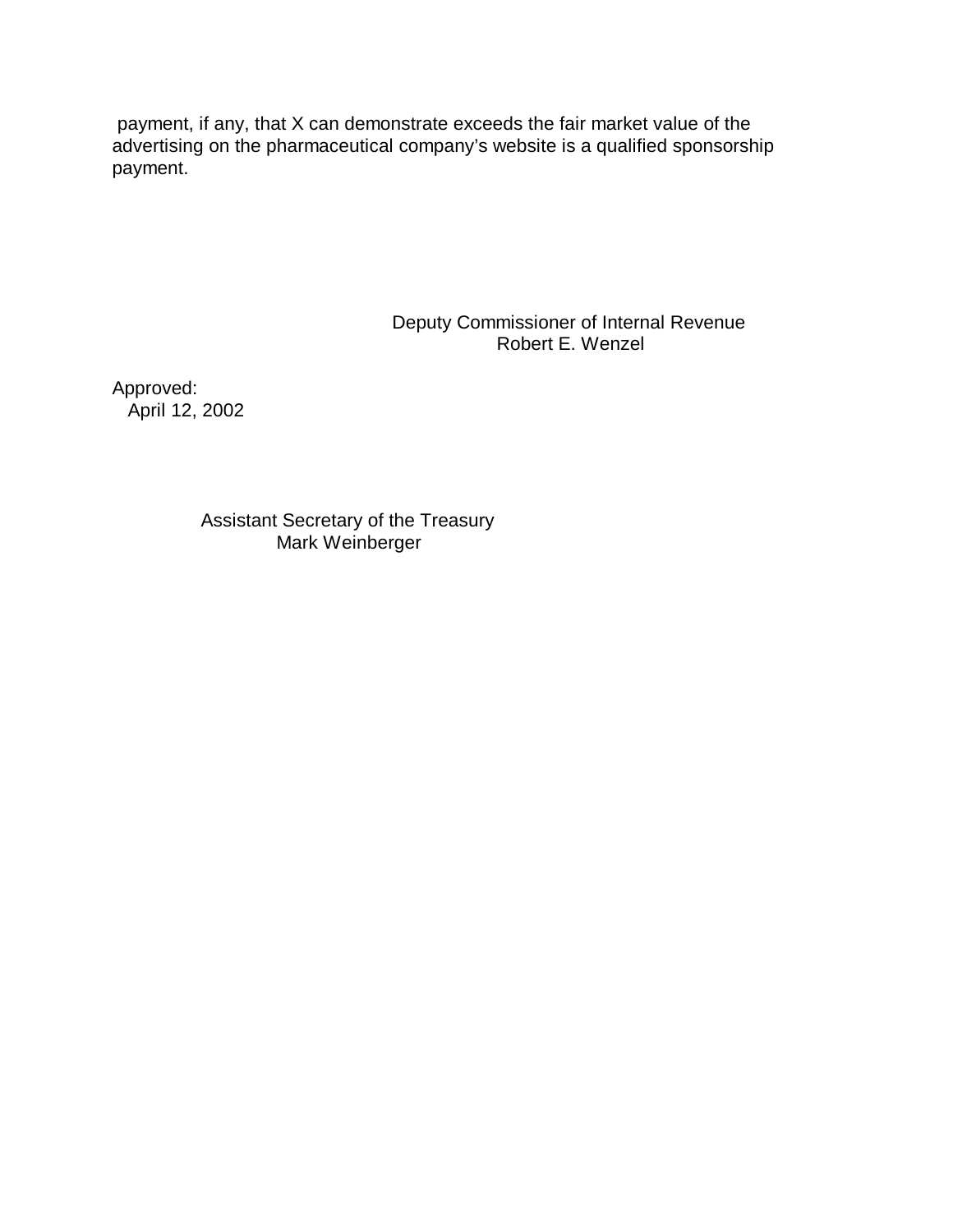payment, if any, that X can demonstrate exceeds the fair market value of the advertising on the pharmaceutical company's website is a qualified sponsorship payment.

Deputy Commissioner of Internal Revenue
Robert E. Wenzel

Approved:
April 12, 2002

Assistant Secretary of the Treasury
Mark Weinberger